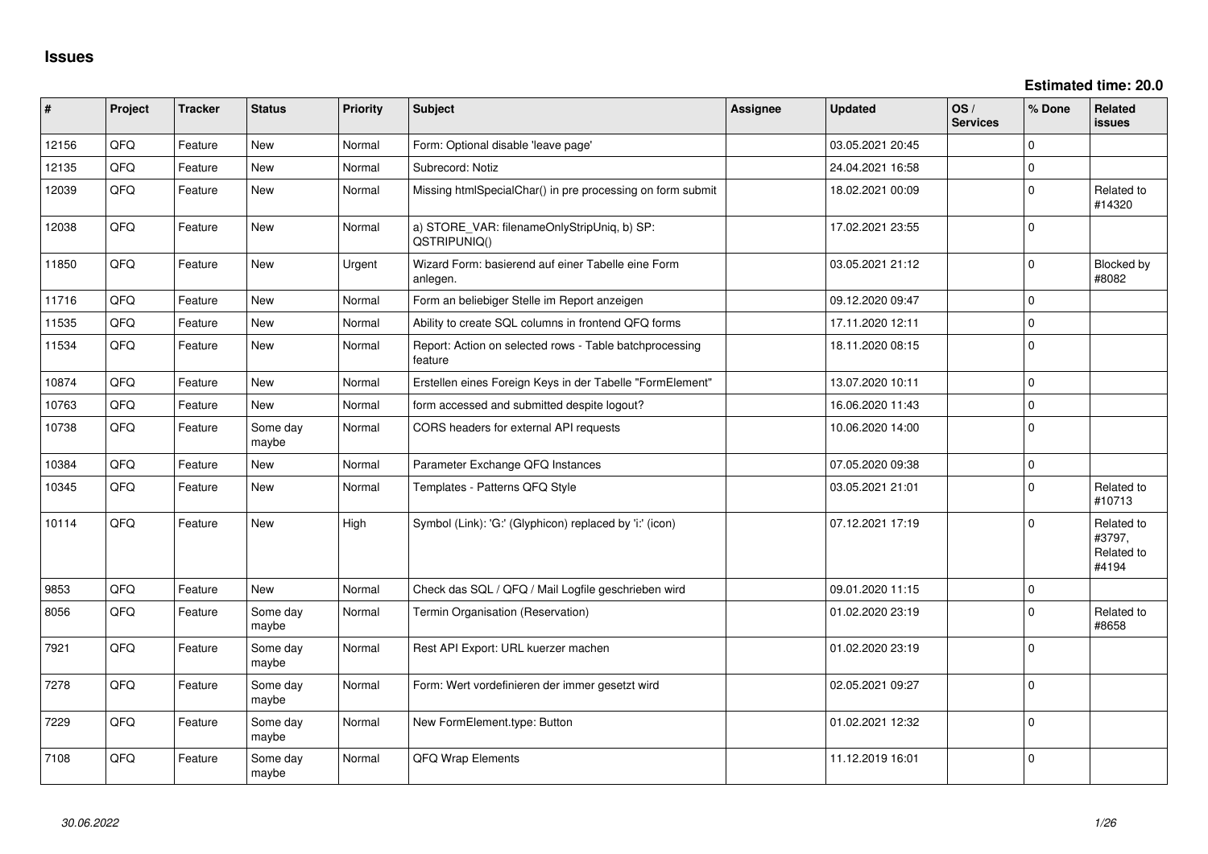# Issues

**Estimated time: 20.0**

| # | Project | Tracker | Status | Priority | Subject | Assignee | Updated | OS / Services | % Done | Related issues |
|---|---|---|---|---|---|---|---|---|---|---|
| 12156 | QFQ | Feature | New | Normal | Form: Optional disable 'leave page' | | 03.05.2021 20:45 | | 0 | |
| 12135 | QFQ | Feature | New | Normal | Subrecord: Notiz | | 24.04.2021 16:58 | | 0 | |
| 12039 | QFQ | Feature | New | Normal | Missing htmlSpecialChar() in pre processing on form submit | | 18.02.2021 00:09 | | 0 | Related to #14320 |
| 12038 | QFQ | Feature | New | Normal | a) STORE_VAR: filenameOnlyStripUniq, b) SP: QSTRIPUNIQ() | | 17.02.2021 23:55 | | 0 | |
| 11850 | QFQ | Feature | New | Urgent | Wizard Form: basierend auf einer Tabelle eine Form anlegen. | | 03.05.2021 21:12 | | 0 | Blocked by #8082 |
| 11716 | QFQ | Feature | New | Normal | Form an beliebiger Stelle im Report anzeigen | | 09.12.2020 09:47 | | 0 | |
| 11535 | QFQ | Feature | New | Normal | Ability to create SQL columns in frontend QFQ forms | | 17.11.2020 12:11 | | 0 | |
| 11534 | QFQ | Feature | New | Normal | Report: Action on selected rows - Table batchprocessing feature | | 18.11.2020 08:15 | | 0 | |
| 10874 | QFQ | Feature | New | Normal | Erstellen eines Foreign Keys in der Tabelle "FormElement" | | 13.07.2020 10:11 | | 0 | |
| 10763 | QFQ | Feature | New | Normal | form accessed and submitted despite logout? | | 16.06.2020 11:43 | | 0 | |
| 10738 | QFQ | Feature | Some day maybe | Normal | CORS headers for external API requests | | 10.06.2020 14:00 | | 0 | |
| 10384 | QFQ | Feature | New | Normal | Parameter Exchange QFQ Instances | | 07.05.2020 09:38 | | 0 | |
| 10345 | QFQ | Feature | New | Normal | Templates - Patterns QFQ Style | | 03.05.2021 21:01 | | 0 | Related to #10713 |
| 10114 | QFQ | Feature | New | High | Symbol (Link): 'G:' (Glyphicon) replaced by 'i:' (icon) | | 07.12.2021 17:19 | | 0 | Related to #3797, Related to #4194 |
| 9853 | QFQ | Feature | New | Normal | Check das SQL / QFQ / Mail Logfile geschrieben wird | | 09.01.2020 11:15 | | 0 | |
| 8056 | QFQ | Feature | Some day maybe | Normal | Termin Organisation (Reservation) | | 01.02.2020 23:19 | | 0 | Related to #8658 |
| 7921 | QFQ | Feature | Some day maybe | Normal | Rest API Export: URL kuerzer machen | | 01.02.2020 23:19 | | 0 | |
| 7278 | QFQ | Feature | Some day maybe | Normal | Form: Wert vordefinieren der immer gesetzt wird | | 02.05.2021 09:27 | | 0 | |
| 7229 | QFQ | Feature | Some day maybe | Normal | New FormElement.type: Button | | 01.02.2021 12:32 | | 0 | |
| 7108 | QFQ | Feature | Some day maybe | Normal | QFQ Wrap Elements | | 11.12.2019 16:01 | | 0 | |

*30.06.2022*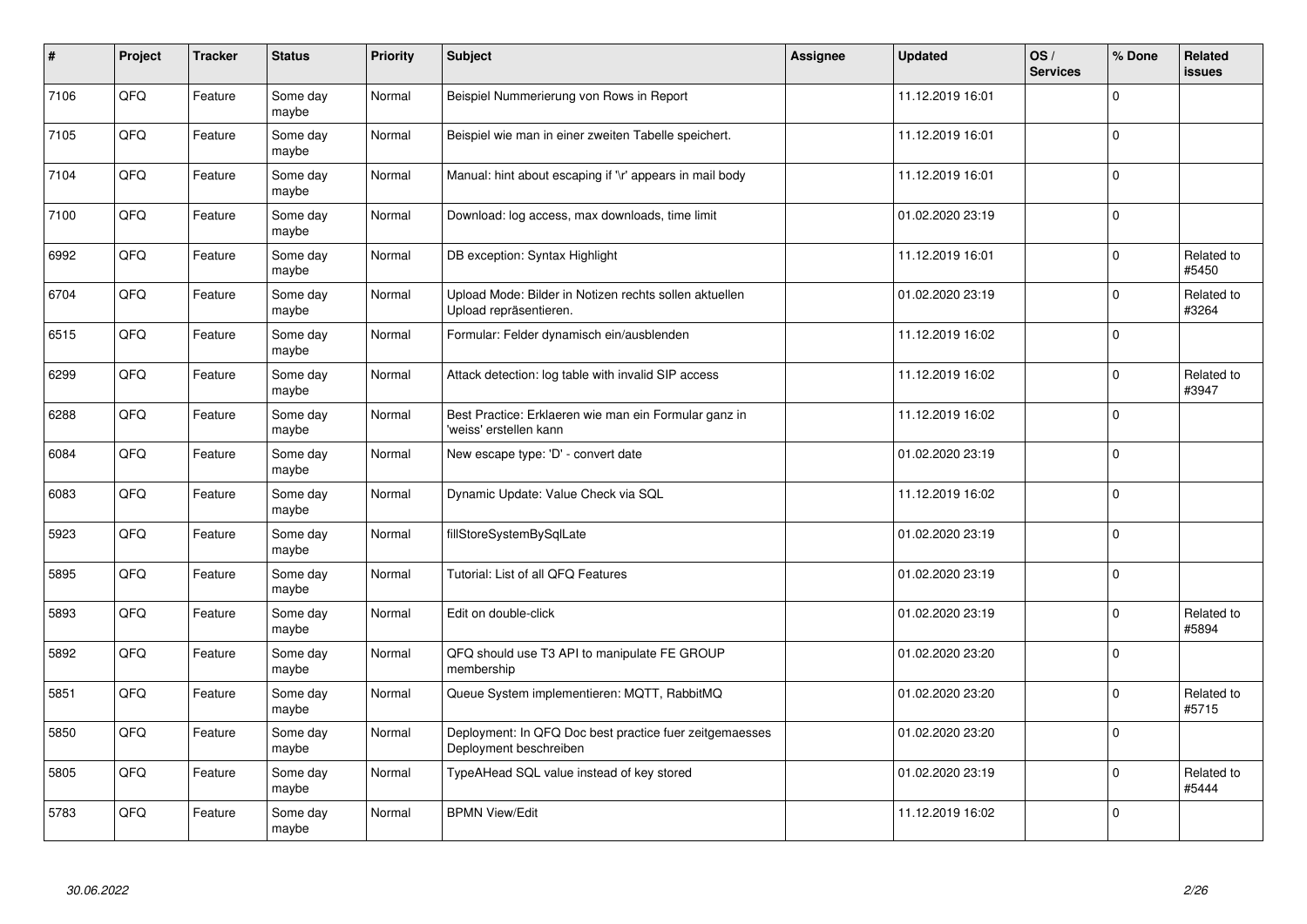| # | Project | Tracker | Status | Priority | Subject | Assignee | Updated | OS / Services | % Done | Related issues |
|---|---|---|---|---|---|---|---|---|---|---|
| 7106 | QFQ | Feature | Some day maybe | Normal | Beispiel Nummerierung von Rows in Report | | 11.12.2019 16:01 | | 0 | |
| 7105 | QFQ | Feature | Some day maybe | Normal | Beispiel wie man in einer zweiten Tabelle speichert. | | 11.12.2019 16:01 | | 0 | |
| 7104 | QFQ | Feature | Some day maybe | Normal | Manual: hint about escaping if '\r' appears in mail body | | 11.12.2019 16:01 | | 0 | |
| 7100 | QFQ | Feature | Some day maybe | Normal | Download: log access, max downloads, time limit | | 01.02.2020 23:19 | | 0 | |
| 6992 | QFQ | Feature | Some day maybe | Normal | DB exception: Syntax Highlight | | 11.12.2019 16:01 | | 0 | Related to #5450 |
| 6704 | QFQ | Feature | Some day maybe | Normal | Upload Mode: Bilder in Notizen rechts sollen aktuellen Upload repräsentieren. | | 01.02.2020 23:19 | | 0 | Related to #3264 |
| 6515 | QFQ | Feature | Some day maybe | Normal | Formular: Felder dynamisch ein/ausblenden | | 11.12.2019 16:02 | | 0 | |
| 6299 | QFQ | Feature | Some day maybe | Normal | Attack detection: log table with invalid SIP access | | 11.12.2019 16:02 | | 0 | Related to #3947 |
| 6288 | QFQ | Feature | Some day maybe | Normal | Best Practice: Erklaeren wie man ein Formular ganz in 'weiss' erstellen kann | | 11.12.2019 16:02 | | 0 | |
| 6084 | QFQ | Feature | Some day maybe | Normal | New escape type: 'D' - convert date | | 01.02.2020 23:19 | | 0 | |
| 6083 | QFQ | Feature | Some day maybe | Normal | Dynamic Update: Value Check via SQL | | 11.12.2019 16:02 | | 0 | |
| 5923 | QFQ | Feature | Some day maybe | Normal | fillStoreSystemBySqlLate | | 01.02.2020 23:19 | | 0 | |
| 5895 | QFQ | Feature | Some day maybe | Normal | Tutorial: List of all QFQ Features | | 01.02.2020 23:19 | | 0 | |
| 5893 | QFQ | Feature | Some day maybe | Normal | Edit on double-click | | 01.02.2020 23:19 | | 0 | Related to #5894 |
| 5892 | QFQ | Feature | Some day maybe | Normal | QFQ should use T3 API to manipulate FE GROUP membership | | 01.02.2020 23:20 | | 0 | |
| 5851 | QFQ | Feature | Some day maybe | Normal | Queue System implementieren: MQTT, RabbitMQ | | 01.02.2020 23:20 | | 0 | Related to #5715 |
| 5850 | QFQ | Feature | Some day maybe | Normal | Deployment: In QFQ Doc best practice fuer zeitgemaesses Deployment beschreiben | | 01.02.2020 23:20 | | 0 | |
| 5805 | QFQ | Feature | Some day maybe | Normal | TypeAHead SQL value instead of key stored | | 01.02.2020 23:19 | | 0 | Related to #5444 |
| 5783 | QFQ | Feature | Some day maybe | Normal | BPMN View/Edit | | 11.12.2019 16:02 | | 0 | |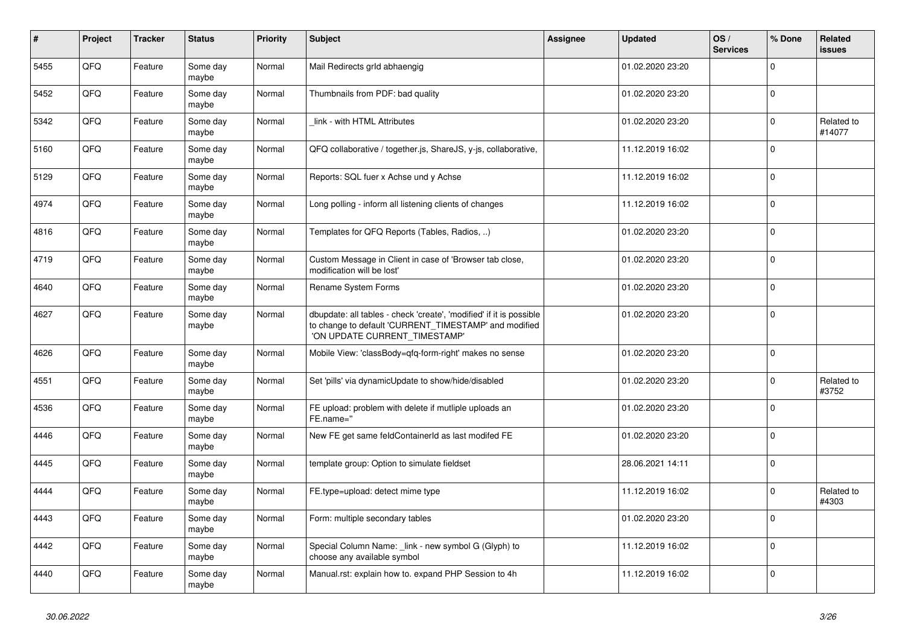| # | Project | Tracker | Status | Priority | Subject | Assignee | Updated | OS / Services | % Done | Related issues |
|---|---|---|---|---|---|---|---|---|---|---|
| 5455 | QFQ | Feature | Some day maybe | Normal | Mail Redirects grId abhaengig | | 01.02.2020 23:20 | | 0 | |
| 5452 | QFQ | Feature | Some day maybe | Normal | Thumbnails from PDF: bad quality | | 01.02.2020 23:20 | | 0 | |
| 5342 | QFQ | Feature | Some day maybe | Normal | _link - with HTML Attributes | | 01.02.2020 23:20 | | 0 | Related to #14077 |
| 5160 | QFQ | Feature | Some day maybe | Normal | QFQ collaborative / together.js, ShareJS, y-js, collaborative, | | 11.12.2019 16:02 | | 0 | |
| 5129 | QFQ | Feature | Some day maybe | Normal | Reports: SQL fuer x Achse und y Achse | | 11.12.2019 16:02 | | 0 | |
| 4974 | QFQ | Feature | Some day maybe | Normal | Long polling - inform all listening clients of changes | | 11.12.2019 16:02 | | 0 | |
| 4816 | QFQ | Feature | Some day maybe | Normal | Templates for QFQ Reports (Tables, Radios, ..) | | 01.02.2020 23:20 | | 0 | |
| 4719 | QFQ | Feature | Some day maybe | Normal | Custom Message in Client in case of 'Browser tab close, modification will be lost' | | 01.02.2020 23:20 | | 0 | |
| 4640 | QFQ | Feature | Some day maybe | Normal | Rename System Forms | | 01.02.2020 23:20 | | 0 | |
| 4627 | QFQ | Feature | Some day maybe | Normal | dbupdate: all tables - check 'create', 'modified' if it is possible to change to default 'CURRENT_TIMESTAMP' and modified 'ON UPDATE CURRENT_TIMESTAMP' | | 01.02.2020 23:20 | | 0 | |
| 4626 | QFQ | Feature | Some day maybe | Normal | Mobile View: 'classBody=qfq-form-right' makes no sense | | 01.02.2020 23:20 | | 0 | |
| 4551 | QFQ | Feature | Some day maybe | Normal | Set 'pills' via dynamicUpdate to show/hide/disabled | | 01.02.2020 23:20 | | 0 | Related to #3752 |
| 4536 | QFQ | Feature | Some day maybe | Normal | FE upload: problem with delete if mutliple uploads an FE.name=" | | 01.02.2020 23:20 | | 0 | |
| 4446 | QFQ | Feature | Some day maybe | Normal | New FE get same feldContainerId as last modifed FE | | 01.02.2020 23:20 | | 0 | |
| 4445 | QFQ | Feature | Some day maybe | Normal | template group: Option to simulate fieldset | | 28.06.2021 14:11 | | 0 | |
| 4444 | QFQ | Feature | Some day maybe | Normal | FE.type=upload: detect mime type | | 11.12.2019 16:02 | | 0 | Related to #4303 |
| 4443 | QFQ | Feature | Some day maybe | Normal | Form: multiple secondary tables | | 01.02.2020 23:20 | | 0 | |
| 4442 | QFQ | Feature | Some day maybe | Normal | Special Column Name: _link - new symbol G (Glyph) to choose any available symbol | | 11.12.2019 16:02 | | 0 | |
| 4440 | QFQ | Feature | Some day maybe | Normal | Manual.rst: explain how to. expand PHP Session to 4h | | 11.12.2019 16:02 | | 0 | |

*30.06.2022*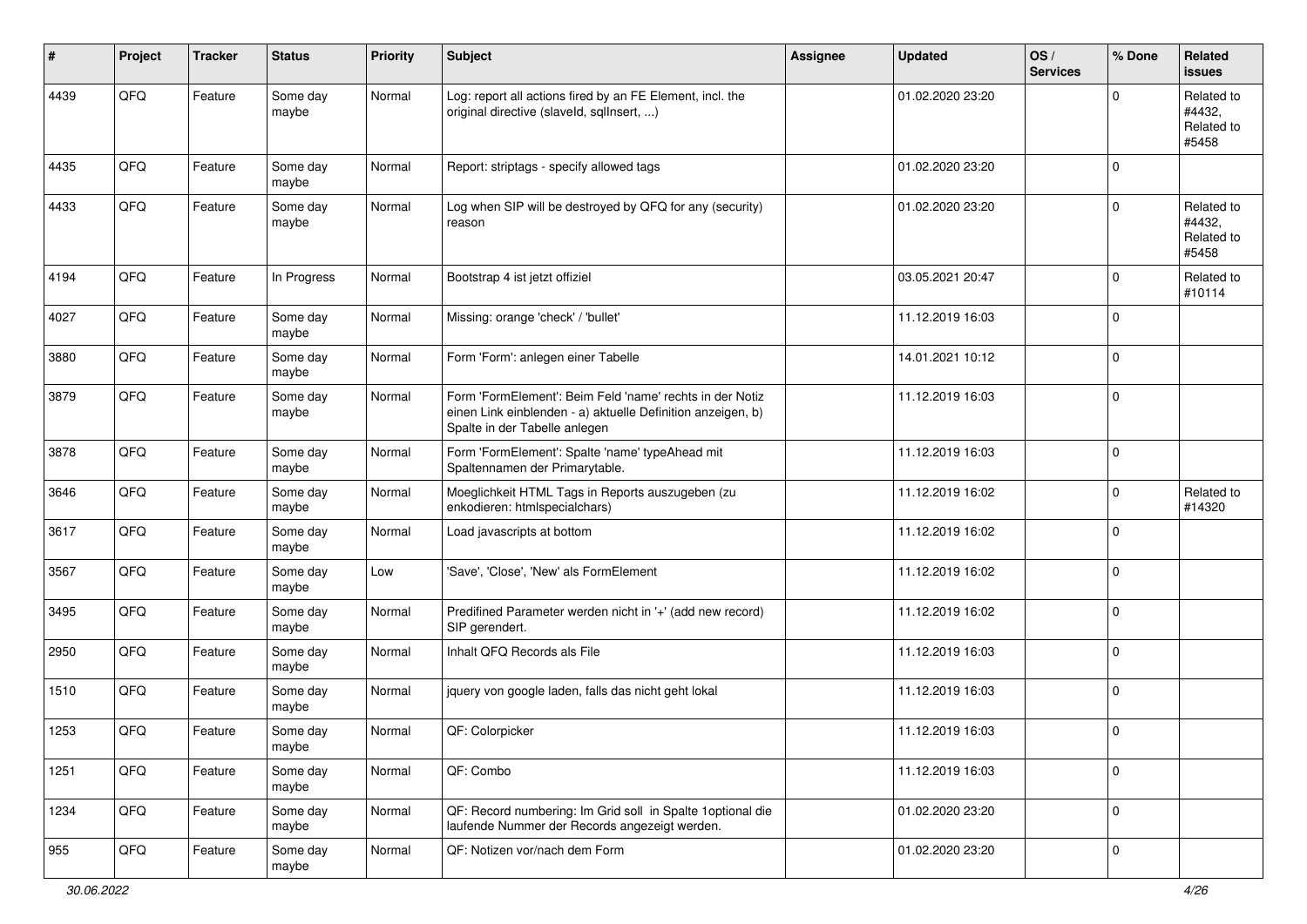| # | Project | Tracker | Status | Priority | Subject | Assignee | Updated | OS / Services | % Done | Related issues |
|---|---|---|---|---|---|---|---|---|---|---|
| 4439 | QFQ | Feature | Some day maybe | Normal | Log: report all actions fired by an FE Element, incl. the original directive (slaveId, sqlInsert, ...) | | 01.02.2020 23:20 | | 0 | Related to #4432, Related to #5458 |
| 4435 | QFQ | Feature | Some day maybe | Normal | Report: striptags - specify allowed tags | | 01.02.2020 23:20 | | 0 | |
| 4433 | QFQ | Feature | Some day maybe | Normal | Log when SIP will be destroyed by QFQ for any (security) reason | | 01.02.2020 23:20 | | 0 | Related to #4432, Related to #5458 |
| 4194 | QFQ | Feature | In Progress | Normal | Bootstrap 4 ist jetzt offiziel | | 03.05.2021 20:47 | | 0 | Related to #10114 |
| 4027 | QFQ | Feature | Some day maybe | Normal | Missing: orange 'check' / 'bullet' | | 11.12.2019 16:03 | | 0 | |
| 3880 | QFQ | Feature | Some day maybe | Normal | Form 'Form': anlegen einer Tabelle | | 14.01.2021 10:12 | | 0 | |
| 3879 | QFQ | Feature | Some day maybe | Normal | Form 'FormElement': Beim Feld 'name' rechts in der Notiz einen Link einblenden - a) aktuelle Definition anzeigen, b) Spalte in der Tabelle anlegen | | 11.12.2019 16:03 | | 0 | |
| 3878 | QFQ | Feature | Some day maybe | Normal | Form 'FormElement': Spalte 'name' typeAhead mit Spaltennamen der Primarytable. | | 11.12.2019 16:03 | | 0 | |
| 3646 | QFQ | Feature | Some day maybe | Normal | Moeglichkeit HTML Tags in Reports auszugeben (zu enkodieren: htmlspecialchars) | | 11.12.2019 16:02 | | 0 | Related to #14320 |
| 3617 | QFQ | Feature | Some day maybe | Normal | Load javascripts at bottom | | 11.12.2019 16:02 | | 0 | |
| 3567 | QFQ | Feature | Some day maybe | Low | 'Save', 'Close', 'New' als FormElement | | 11.12.2019 16:02 | | 0 | |
| 3495 | QFQ | Feature | Some day maybe | Normal | Predifined Parameter werden nicht in '+' (add new record) SIP gerendert. | | 11.12.2019 16:02 | | 0 | |
| 2950 | QFQ | Feature | Some day maybe | Normal | Inhalt QFQ Records als File | | 11.12.2019 16:03 | | 0 | |
| 1510 | QFQ | Feature | Some day maybe | Normal | jquery von google laden, falls das nicht geht lokal | | 11.12.2019 16:03 | | 0 | |
| 1253 | QFQ | Feature | Some day maybe | Normal | QF: Colorpicker | | 11.12.2019 16:03 | | 0 | |
| 1251 | QFQ | Feature | Some day maybe | Normal | QF: Combo | | 11.12.2019 16:03 | | 0 | |
| 1234 | QFQ | Feature | Some day maybe | Normal | QF: Record numbering: Im Grid soll in Spalte 1optional die laufende Nummer der Records angezeigt werden. | | 01.02.2020 23:20 | | 0 | |
| 955 | QFQ | Feature | Some day maybe | Normal | QF: Notizen vor/nach dem Form | | 01.02.2020 23:20 | | 0 | |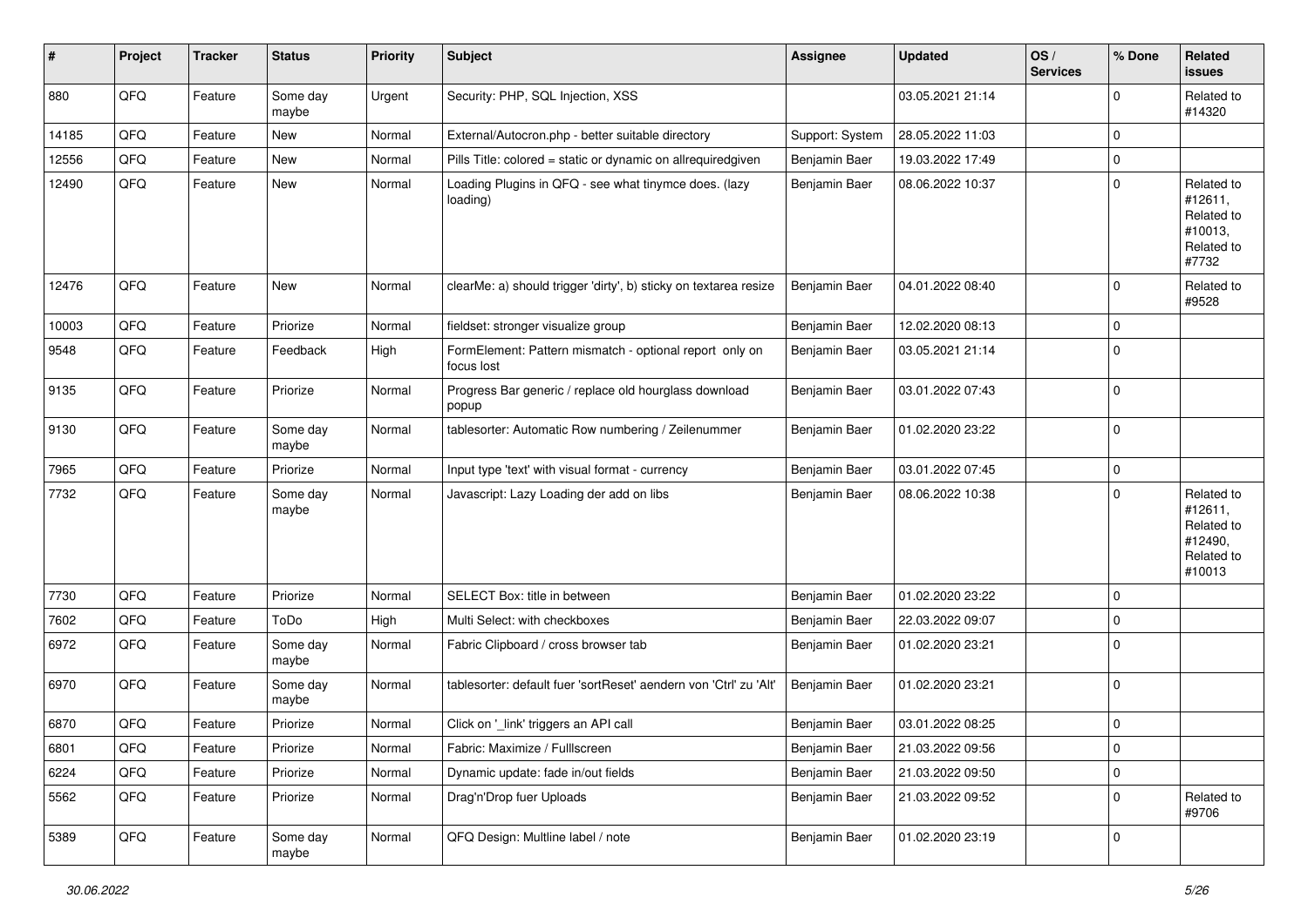| # | Project | Tracker | Status | Priority | Subject | Assignee | Updated | OS / Services | % Done | Related issues |
|---|---|---|---|---|---|---|---|---|---|---|
| 880 | QFQ | Feature | Some day maybe | Urgent | Security: PHP, SQL Injection, XSS | | 03.05.2021 21:14 | | 0 | Related to #14320 |
| 14185 | QFQ | Feature | New | Normal | External/Autocron.php - better suitable directory | Support: System | 28.05.2022 11:03 | | 0 | |
| 12556 | QFQ | Feature | New | Normal | Pills Title: colored = static or dynamic on allrequiredgiven | Benjamin Baer | 19.03.2022 17:49 | | 0 | |
| 12490 | QFQ | Feature | New | Normal | Loading Plugins in QFQ - see what tinymce does. (lazy loading) | Benjamin Baer | 08.06.2022 10:37 | | 0 | Related to #12611, Related to #10013, Related to #7732 |
| 12476 | QFQ | Feature | New | Normal | clearMe: a) should trigger 'dirty', b) sticky on textarea resize | Benjamin Baer | 04.01.2022 08:40 | | 0 | Related to #9528 |
| 10003 | QFQ | Feature | Priorize | Normal | fieldset: stronger visualize group | Benjamin Baer | 12.02.2020 08:13 | | 0 | |
| 9548 | QFQ | Feature | Feedback | High | FormElement: Pattern mismatch - optional report only on focus lost | Benjamin Baer | 03.05.2021 21:14 | | 0 | |
| 9135 | QFQ | Feature | Priorize | Normal | Progress Bar generic / replace old hourglass download popup | Benjamin Baer | 03.01.2022 07:43 | | 0 | |
| 9130 | QFQ | Feature | Some day maybe | Normal | tablesorter: Automatic Row numbering / Zeilenummer | Benjamin Baer | 01.02.2020 23:22 | | 0 | |
| 7965 | QFQ | Feature | Priorize | Normal | Input type 'text' with visual format - currency | Benjamin Baer | 03.01.2022 07:45 | | 0 | |
| 7732 | QFQ | Feature | Some day maybe | Normal | Javascript: Lazy Loading der add on libs | Benjamin Baer | 08.06.2022 10:38 | | 0 | Related to #12611, Related to #12490, Related to #10013 |
| 7730 | QFQ | Feature | Priorize | Normal | SELECT Box: title in between | Benjamin Baer | 01.02.2020 23:22 | | 0 | |
| 7602 | QFQ | Feature | ToDo | High | Multi Select: with checkboxes | Benjamin Baer | 22.03.2022 09:07 | | 0 | |
| 6972 | QFQ | Feature | Some day maybe | Normal | Fabric Clipboard / cross browser tab | Benjamin Baer | 01.02.2020 23:21 | | 0 | |
| 6970 | QFQ | Feature | Some day maybe | Normal | tablesorter: default fuer 'sortReset' aendern von 'Ctrl' zu 'Alt' | Benjamin Baer | 01.02.2020 23:21 | | 0 | |
| 6870 | QFQ | Feature | Priorize | Normal | Click on '_link' triggers an API call | Benjamin Baer | 03.01.2022 08:25 | | 0 | |
| 6801 | QFQ | Feature | Priorize | Normal | Fabric: Maximize / Fulllscreen | Benjamin Baer | 21.03.2022 09:56 | | 0 | |
| 6224 | QFQ | Feature | Priorize | Normal | Dynamic update: fade in/out fields | Benjamin Baer | 21.03.2022 09:50 | | 0 | |
| 5562 | QFQ | Feature | Priorize | Normal | Drag'n'Drop fuer Uploads | Benjamin Baer | 21.03.2022 09:52 | | 0 | Related to #9706 |
| 5389 | QFQ | Feature | Some day maybe | Normal | QFQ Design: Multline label / note | Benjamin Baer | 01.02.2020 23:19 | | 0 | |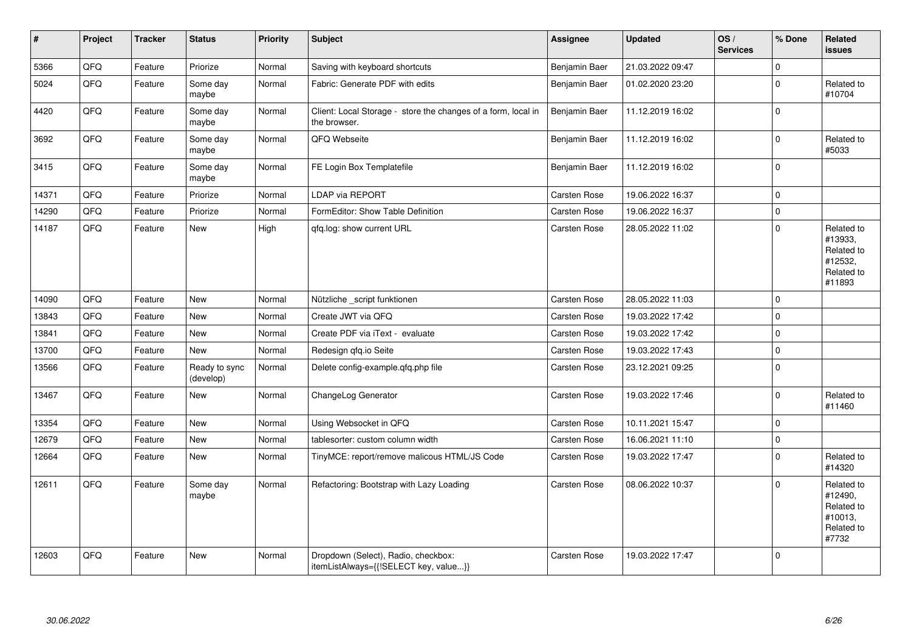| # | Project | Tracker | Status | Priority | Subject | Assignee | Updated | OS / Services | % Done | Related issues |
|---|---|---|---|---|---|---|---|---|---|---|
| 5366 | QFQ | Feature | Priorize | Normal | Saving with keyboard shortcuts | Benjamin Baer | 21.03.2022 09:47 | | 0 | |
| 5024 | QFQ | Feature | Some day maybe | Normal | Fabric: Generate PDF with edits | Benjamin Baer | 01.02.2020 23:20 | | 0 | Related to #10704 |
| 4420 | QFQ | Feature | Some day maybe | Normal | Client: Local Storage - store the changes of a form, local in the browser. | Benjamin Baer | 11.12.2019 16:02 | | 0 | |
| 3692 | QFQ | Feature | Some day maybe | Normal | QFQ Webseite | Benjamin Baer | 11.12.2019 16:02 | | 0 | Related to #5033 |
| 3415 | QFQ | Feature | Some day maybe | Normal | FE Login Box Templatefile | Benjamin Baer | 11.12.2019 16:02 | | 0 | |
| 14371 | QFQ | Feature | Priorize | Normal | LDAP via REPORT | Carsten Rose | 19.06.2022 16:37 | | 0 | |
| 14290 | QFQ | Feature | Priorize | Normal | FormEditor: Show Table Definition | Carsten Rose | 19.06.2022 16:37 | | 0 | |
| 14187 | QFQ | Feature | New | High | qfq.log: show current URL | Carsten Rose | 28.05.2022 11:02 | | 0 | Related to #13933, Related to #12532, Related to #11893 |
| 14090 | QFQ | Feature | New | Normal | Nützliche _script funktionen | Carsten Rose | 28.05.2022 11:03 | | 0 | |
| 13843 | QFQ | Feature | New | Normal | Create JWT via QFQ | Carsten Rose | 19.03.2022 17:42 | | 0 | |
| 13841 | QFQ | Feature | New | Normal | Create PDF via iText - evaluate | Carsten Rose | 19.03.2022 17:42 | | 0 | |
| 13700 | QFQ | Feature | New | Normal | Redesign qfq.io Seite | Carsten Rose | 19.03.2022 17:43 | | 0 | |
| 13566 | QFQ | Feature | Ready to sync (develop) | Normal | Delete config-example.qfq.php file | Carsten Rose | 23.12.2021 09:25 | | 0 | |
| 13467 | QFQ | Feature | New | Normal | ChangeLog Generator | Carsten Rose | 19.03.2022 17:46 | | 0 | Related to #11460 |
| 13354 | QFQ | Feature | New | Normal | Using Websocket in QFQ | Carsten Rose | 10.11.2021 15:47 | | 0 | |
| 12679 | QFQ | Feature | New | Normal | tablesorter: custom column width | Carsten Rose | 16.06.2021 11:10 | | 0 | |
| 12664 | QFQ | Feature | New | Normal | TinyMCE: report/remove malicous HTML/JS Code | Carsten Rose | 19.03.2022 17:47 | | 0 | Related to #14320 |
| 12611 | QFQ | Feature | Some day maybe | Normal | Refactoring: Bootstrap with Lazy Loading | Carsten Rose | 08.06.2022 10:37 | | 0 | Related to #12490, Related to #10013, Related to #7732 |
| 12603 | QFQ | Feature | New | Normal | Dropdown (Select), Radio, checkbox: itemListAlways={{!SELECT key, value...}} | Carsten Rose | 19.03.2022 17:47 | | 0 | |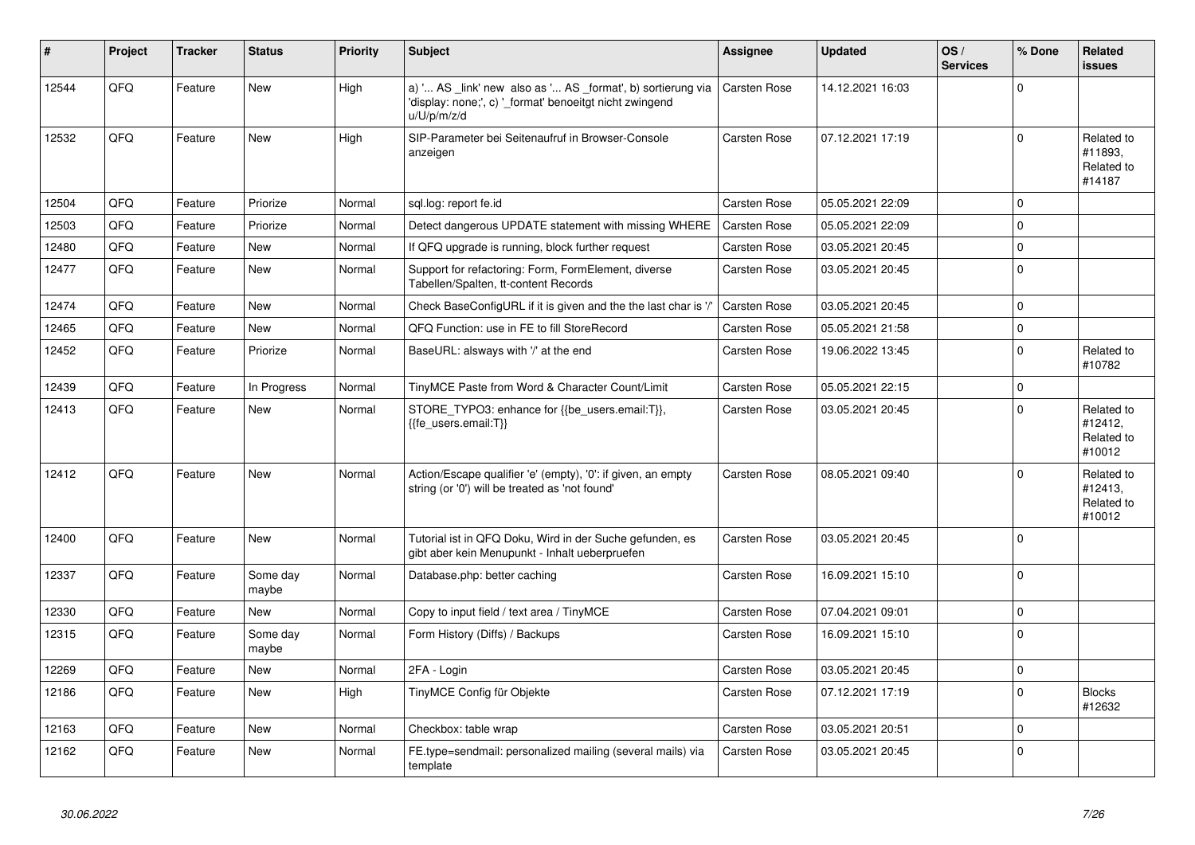| # | Project | Tracker | Status | Priority | Subject | Assignee | Updated | OS / Services | % Done | Related issues |
|---|---|---|---|---|---|---|---|---|---|---|
| 12544 | QFQ | Feature | New | High | a) '... AS _link' new also as '... AS _format', b) sortierung via 'display: none;', c) '_format' benoeitgt nicht zwingend u/U/p/m/z/d | Carsten Rose | 14.12.2021 16:03 | | 0 | |
| 12532 | QFQ | Feature | New | High | SIP-Parameter bei Seitenaufruf in Browser-Console anzeigen | Carsten Rose | 07.12.2021 17:19 | | 0 | Related to #11893, Related to #14187 |
| 12504 | QFQ | Feature | Priorize | Normal | sql.log: report fe.id | Carsten Rose | 05.05.2021 22:09 | | 0 | |
| 12503 | QFQ | Feature | Priorize | Normal | Detect dangerous UPDATE statement with missing WHERE | Carsten Rose | 05.05.2021 22:09 | | 0 | |
| 12480 | QFQ | Feature | New | Normal | If QFQ upgrade is running, block further request | Carsten Rose | 03.05.2021 20:45 | | 0 | |
| 12477 | QFQ | Feature | New | Normal | Support for refactoring: Form, FormElement, diverse Tabellen/Spalten, tt-content Records | Carsten Rose | 03.05.2021 20:45 | | 0 | |
| 12474 | QFQ | Feature | New | Normal | Check BaseConfigURL if it is given and the the last char is '/' | Carsten Rose | 03.05.2021 20:45 | | 0 | |
| 12465 | QFQ | Feature | New | Normal | QFQ Function: use in FE to fill StoreRecord | Carsten Rose | 05.05.2021 21:58 | | 0 | |
| 12452 | QFQ | Feature | Priorize | Normal | BaseURL: alsways with '/' at the end | Carsten Rose | 19.06.2022 13:45 | | 0 | Related to #10782 |
| 12439 | QFQ | Feature | In Progress | Normal | TinyMCE Paste from Word & Character Count/Limit | Carsten Rose | 05.05.2021 22:15 | | 0 | |
| 12413 | QFQ | Feature | New | Normal | STORE_TYPO3: enhance for {{be_users.email:T}}, {{fe_users.email:T}} | Carsten Rose | 03.05.2021 20:45 | | 0 | Related to #12412, Related to #10012 |
| 12412 | QFQ | Feature | New | Normal | Action/Escape qualifier 'e' (empty), '0': if given, an empty string (or '0') will be treated as 'not found' | Carsten Rose | 08.05.2021 09:40 | | 0 | Related to #12413, Related to #10012 |
| 12400 | QFQ | Feature | New | Normal | Tutorial ist in QFQ Doku, Wird in der Suche gefunden, es gibt aber kein Menupunkt - Inhalt ueberpruefen | Carsten Rose | 03.05.2021 20:45 | | 0 | |
| 12337 | QFQ | Feature | Some day maybe | Normal | Database.php: better caching | Carsten Rose | 16.09.2021 15:10 | | 0 | |
| 12330 | QFQ | Feature | New | Normal | Copy to input field / text area / TinyMCE | Carsten Rose | 07.04.2021 09:01 | | 0 | |
| 12315 | QFQ | Feature | Some day maybe | Normal | Form History (Diffs) / Backups | Carsten Rose | 16.09.2021 15:10 | | 0 | |
| 12269 | QFQ | Feature | New | Normal | 2FA - Login | Carsten Rose | 03.05.2021 20:45 | | 0 | |
| 12186 | QFQ | Feature | New | High | TinyMCE Config für Objekte | Carsten Rose | 07.12.2021 17:19 | | 0 | Blocks #12632 |
| 12163 | QFQ | Feature | New | Normal | Checkbox: table wrap | Carsten Rose | 03.05.2021 20:51 | | 0 | |
| 12162 | QFQ | Feature | New | Normal | FE.type=sendmail: personalized mailing (several mails) via template | Carsten Rose | 03.05.2021 20:45 | | 0 | |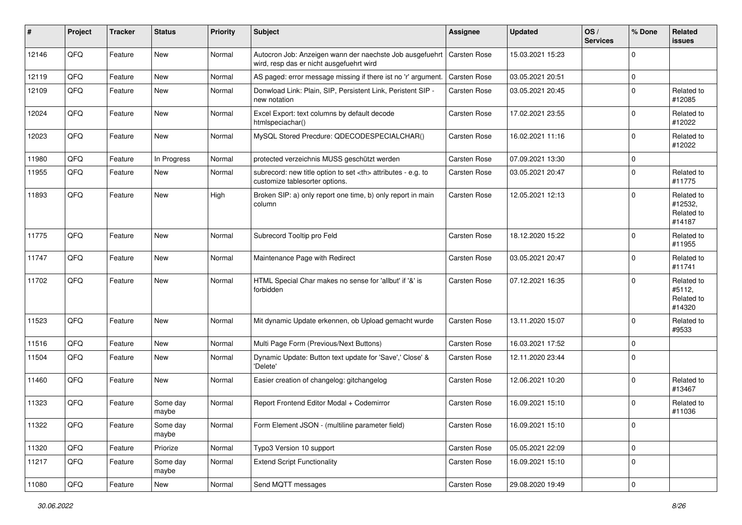| # | Project | Tracker | Status | Priority | Subject | Assignee | Updated | OS / Services | % Done | Related issues |
|---|---|---|---|---|---|---|---|---|---|---|
| 12146 | QFQ | Feature | New | Normal | Autocron Job: Anzeigen wann der naechste Job ausgefuehrt wird, resp das er nicht ausgefuehrt wird | Carsten Rose | 15.03.2021 15:23 | | 0 | |
| 12119 | QFQ | Feature | New | Normal | AS paged: error message missing if there ist no 'r' argument. | Carsten Rose | 03.05.2021 20:51 | | 0 | |
| 12109 | QFQ | Feature | New | Normal | Donwload Link: Plain, SIP, Persistent Link, Peristent SIP - new notation | Carsten Rose | 03.05.2021 20:45 | | 0 | Related to #12085 |
| 12024 | QFQ | Feature | New | Normal | Excel Export: text columns by default decode htmlspeciachar() | Carsten Rose | 17.02.2021 23:55 | | 0 | Related to #12022 |
| 12023 | QFQ | Feature | New | Normal | MySQL Stored Precdure: QDECODESPECIALCHAR() | Carsten Rose | 16.02.2021 11:16 | | 0 | Related to #12022 |
| 11980 | QFQ | Feature | In Progress | Normal | protected verzeichnis MUSS geschützt werden | Carsten Rose | 07.09.2021 13:30 | | 0 | |
| 11955 | QFQ | Feature | New | Normal | subrecord: new title option to set <th> attributes - e.g. to customize tablesorter options. | Carsten Rose | 03.05.2021 20:47 | | 0 | Related to #11775 |
| 11893 | QFQ | Feature | New | High | Broken SIP: a) only report one time, b) only report in main column | Carsten Rose | 12.05.2021 12:13 | | 0 | Related to #12532, Related to #14187 |
| 11775 | QFQ | Feature | New | Normal | Subrecord Tooltip pro Feld | Carsten Rose | 18.12.2020 15:22 | | 0 | Related to #11955 |
| 11747 | QFQ | Feature | New | Normal | Maintenance Page with Redirect | Carsten Rose | 03.05.2021 20:47 | | 0 | Related to #11741 |
| 11702 | QFQ | Feature | New | Normal | HTML Special Char makes no sense for 'allbut' if '&' is forbidden | Carsten Rose | 07.12.2021 16:35 | | 0 | Related to #5112, Related to #14320 |
| 11523 | QFQ | Feature | New | Normal | Mit dynamic Update erkennen, ob Upload gemacht wurde | Carsten Rose | 13.11.2020 15:07 | | 0 | Related to #9533 |
| 11516 | QFQ | Feature | New | Normal | Multi Page Form (Previous/Next Buttons) | Carsten Rose | 16.03.2021 17:52 | | 0 | |
| 11504 | QFQ | Feature | New | Normal | Dynamic Update: Button text update for 'Save',' Close' & 'Delete' | Carsten Rose | 12.11.2020 23:44 | | 0 | |
| 11460 | QFQ | Feature | New | Normal | Easier creation of changelog: gitchangelog | Carsten Rose | 12.06.2021 10:20 | | 0 | Related to #13467 |
| 11323 | QFQ | Feature | Some day maybe | Normal | Report Frontend Editor Modal + Codemirror | Carsten Rose | 16.09.2021 15:10 | | 0 | Related to #11036 |
| 11322 | QFQ | Feature | Some day maybe | Normal | Form Element JSON - (multiline parameter field) | Carsten Rose | 16.09.2021 15:10 | | 0 | |
| 11320 | QFQ | Feature | Priorize | Normal | Typo3 Version 10 support | Carsten Rose | 05.05.2021 22:09 | | 0 | |
| 11217 | QFQ | Feature | Some day maybe | Normal | Extend Script Functionality | Carsten Rose | 16.09.2021 15:10 | | 0 | |
| 11080 | QFQ | Feature | New | Normal | Send MQTT messages | Carsten Rose | 29.08.2020 19:49 | | 0 | |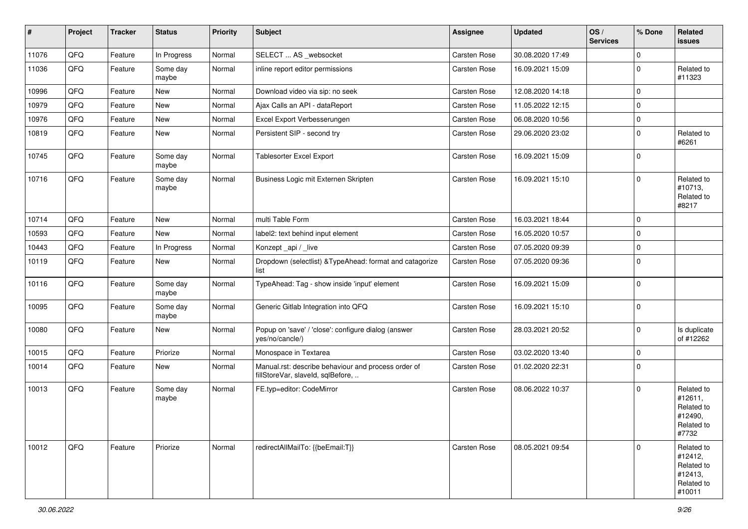| # | Project | Tracker | Status | Priority | Subject | Assignee | Updated | OS / Services | % Done | Related issues |
|---|---|---|---|---|---|---|---|---|---|---|
| 11076 | QFQ | Feature | In Progress | Normal | SELECT ... AS _websocket | Carsten Rose | 30.08.2020 17:49 | | 0 | |
| 11036 | QFQ | Feature | Some day maybe | Normal | inline report editor permissions | Carsten Rose | 16.09.2021 15:09 | | 0 | Related to #11323 |
| 10996 | QFQ | Feature | New | Normal | Download video via sip: no seek | Carsten Rose | 12.08.2020 14:18 | | 0 | |
| 10979 | QFQ | Feature | New | Normal | Ajax Calls an API - dataReport | Carsten Rose | 11.05.2022 12:15 | | 0 | |
| 10976 | QFQ | Feature | New | Normal | Excel Export Verbesserungen | Carsten Rose | 06.08.2020 10:56 | | 0 | |
| 10819 | QFQ | Feature | New | Normal | Persistent SIP - second try | Carsten Rose | 29.06.2020 23:02 | | 0 | Related to #6261 |
| 10745 | QFQ | Feature | Some day maybe | Normal | Tablesorter Excel Export | Carsten Rose | 16.09.2021 15:09 | | 0 | |
| 10716 | QFQ | Feature | Some day maybe | Normal | Business Logic mit Externen Skripten | Carsten Rose | 16.09.2021 15:10 | | 0 | Related to #10713, Related to #8217 |
| 10714 | QFQ | Feature | New | Normal | multi Table Form | Carsten Rose | 16.03.2021 18:44 | | 0 | |
| 10593 | QFQ | Feature | New | Normal | label2: text behind input element | Carsten Rose | 16.05.2020 10:57 | | 0 | |
| 10443 | QFQ | Feature | In Progress | Normal | Konzept _api / _live | Carsten Rose | 07.05.2020 09:39 | | 0 | |
| 10119 | QFQ | Feature | New | Normal | Dropdown (selectlist) &TypeAhead: format and catagorize list | Carsten Rose | 07.05.2020 09:36 | | 0 | |
| 10116 | QFQ | Feature | Some day maybe | Normal | TypeAhead: Tag - show inside 'input' element | Carsten Rose | 16.09.2021 15:09 | | 0 | |
| 10095 | QFQ | Feature | Some day maybe | Normal | Generic Gitlab Integration into QFQ | Carsten Rose | 16.09.2021 15:10 | | 0 | |
| 10080 | QFQ | Feature | New | Normal | Popup on 'save' / 'close': configure dialog (answer yes/no/cancle/) | Carsten Rose | 28.03.2021 20:52 | | 0 | Is duplicate of #12262 |
| 10015 | QFQ | Feature | Priorize | Normal | Monospace in Textarea | Carsten Rose | 03.02.2020 13:40 | | 0 | |
| 10014 | QFQ | Feature | New | Normal | Manual.rst: describe behaviour and process order of fillStoreVar, slaveId, sqlBefore, .. | Carsten Rose | 01.02.2020 22:31 | | 0 | |
| 10013 | QFQ | Feature | Some day maybe | Normal | FE.typ=editor: CodeMirror | Carsten Rose | 08.06.2022 10:37 | | 0 | Related to #12611, Related to #12490, Related to #7732 |
| 10012 | QFQ | Feature | Priorize | Normal | redirectAllMailTo: {{beEmail:T}} | Carsten Rose | 08.05.2021 09:54 | | 0 | Related to #12412, Related to #12413, Related to #10011 |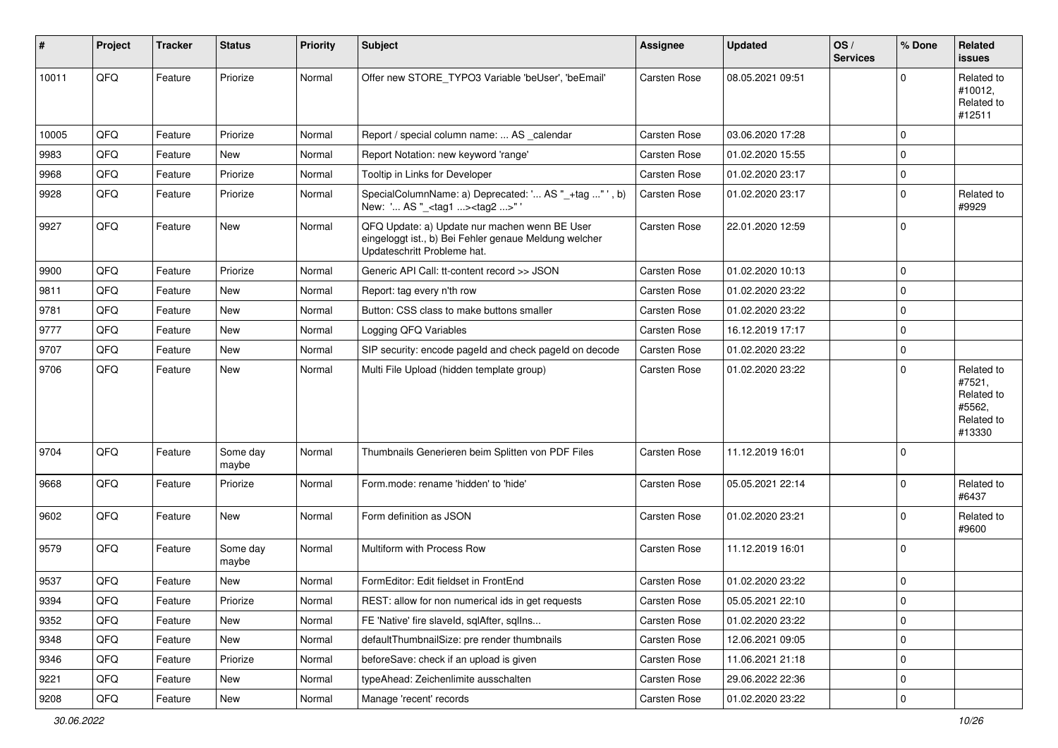| # | Project | Tracker | Status | Priority | Subject | Assignee | Updated | OS / Services | % Done | Related issues |
|---|---|---|---|---|---|---|---|---|---|---|
| 10011 | QFQ | Feature | Priorize | Normal | Offer new STORE_TYPO3 Variable 'beUser', 'beEmail' | Carsten Rose | 08.05.2021 09:51 | | 0 | Related to #10012, Related to #12511 |
| 10005 | QFQ | Feature | Priorize | Normal | Report / special column name: ... AS _calendar | Carsten Rose | 03.06.2020 17:28 | | 0 | |
| 9983 | QFQ | Feature | New | Normal | Report Notation: new keyword 'range' | Carsten Rose | 01.02.2020 15:55 | | 0 | |
| 9968 | QFQ | Feature | Priorize | Normal | Tooltip in Links for Developer | Carsten Rose | 01.02.2020 23:17 | | 0 | |
| 9928 | QFQ | Feature | Priorize | Normal | SpecialColumnName: a) Deprecated: '... AS "_+tag ..." ', b) New: '... AS "_<tag1 ...><tag2 ...>" ' | Carsten Rose | 01.02.2020 23:17 | | 0 | Related to #9929 |
| 9927 | QFQ | Feature | New | Normal | QFQ Update: a) Update nur machen wenn BE User eingeloggt ist., b) Bei Fehler genaue Meldung welcher Updateschritt Probleme hat. | Carsten Rose | 22.01.2020 12:59 | | 0 | |
| 9900 | QFQ | Feature | Priorize | Normal | Generic API Call: tt-content record >> JSON | Carsten Rose | 01.02.2020 10:13 | | 0 | |
| 9811 | QFQ | Feature | New | Normal | Report: tag every n'th row | Carsten Rose | 01.02.2020 23:22 | | 0 | |
| 9781 | QFQ | Feature | New | Normal | Button: CSS class to make buttons smaller | Carsten Rose | 01.02.2020 23:22 | | 0 | |
| 9777 | QFQ | Feature | New | Normal | Logging QFQ Variables | Carsten Rose | 16.12.2019 17:17 | | 0 | |
| 9707 | QFQ | Feature | New | Normal | SIP security: encode pageId and check pageId on decode | Carsten Rose | 01.02.2020 23:22 | | 0 | |
| 9706 | QFQ | Feature | New | Normal | Multi File Upload (hidden template group) | Carsten Rose | 01.02.2020 23:22 | | 0 | Related to #7521, Related to #5562, Related to #13330 |
| 9704 | QFQ | Feature | Some day maybe | Normal | Thumbnails Generieren beim Splitten von PDF Files | Carsten Rose | 11.12.2019 16:01 | | 0 | |
| 9668 | QFQ | Feature | Priorize | Normal | Form.mode: rename 'hidden' to 'hide' | Carsten Rose | 05.05.2021 22:14 | | 0 | Related to #6437 |
| 9602 | QFQ | Feature | New | Normal | Form definition as JSON | Carsten Rose | 01.02.2020 23:21 | | 0 | Related to #9600 |
| 9579 | QFQ | Feature | Some day maybe | Normal | Multiform with Process Row | Carsten Rose | 11.12.2019 16:01 | | 0 | |
| 9537 | QFQ | Feature | New | Normal | FormEditor: Edit fieldset in FrontEnd | Carsten Rose | 01.02.2020 23:22 | | 0 | |
| 9394 | QFQ | Feature | Priorize | Normal | REST: allow for non numerical ids in get requests | Carsten Rose | 05.05.2021 22:10 | | 0 | |
| 9352 | QFQ | Feature | New | Normal | FE 'Native' fire slaveId, sqlAfter, sqlIns... | Carsten Rose | 01.02.2020 23:22 | | 0 | |
| 9348 | QFQ | Feature | New | Normal | defaultThumbnailSize: pre render thumbnails | Carsten Rose | 12.06.2021 09:05 | | 0 | |
| 9346 | QFQ | Feature | Priorize | Normal | beforeSave: check if an upload is given | Carsten Rose | 11.06.2021 21:18 | | 0 | |
| 9221 | QFQ | Feature | New | Normal | typeAhead: Zeichenlimite ausschalten | Carsten Rose | 29.06.2022 22:36 | | 0 | |
| 9208 | QFQ | Feature | New | Normal | Manage 'recent' records | Carsten Rose | 01.02.2020 23:22 | | 0 | |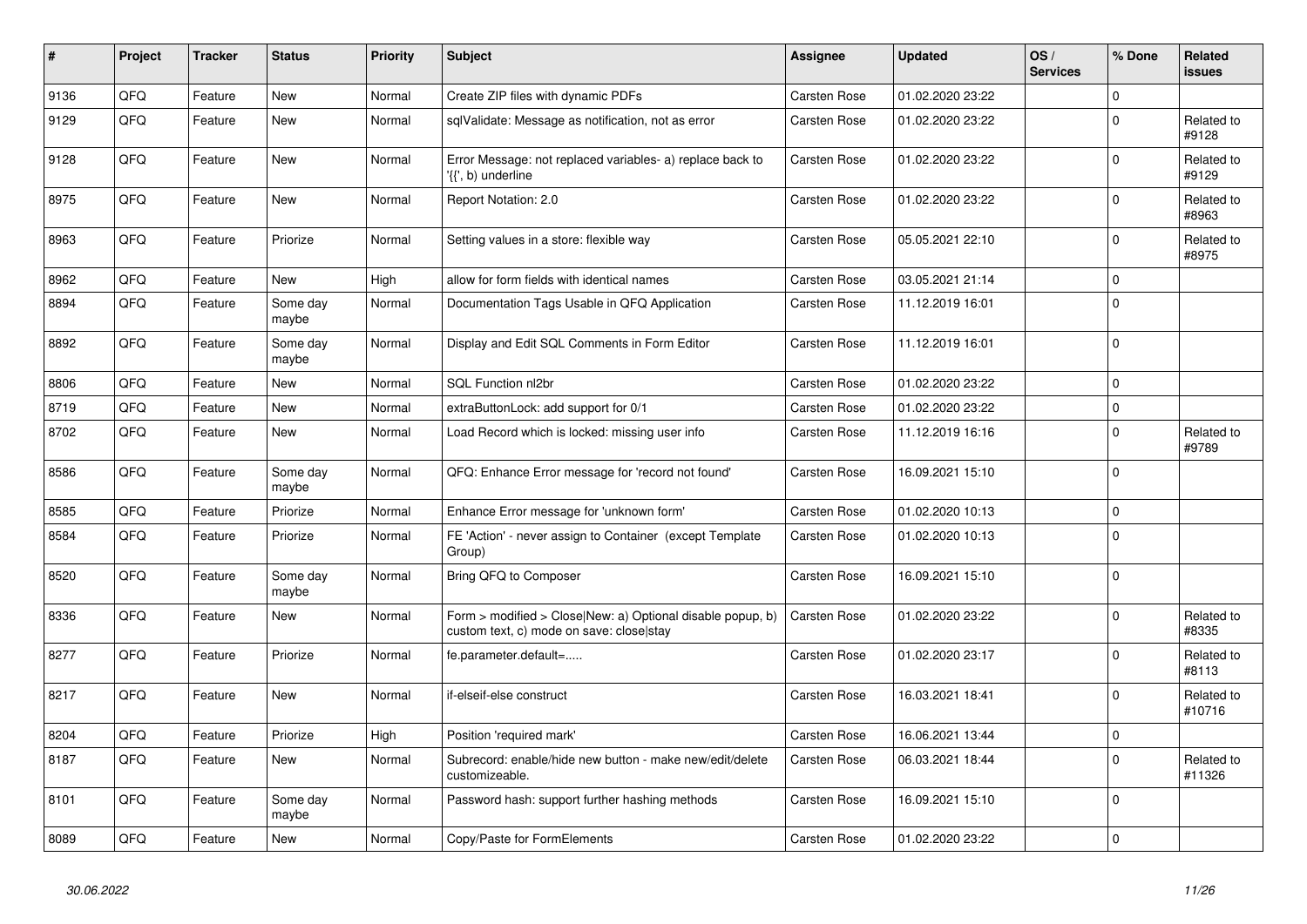| # | Project | Tracker | Status | Priority | Subject | Assignee | Updated | OS / Services | % Done | Related issues |
|---|---|---|---|---|---|---|---|---|---|---|
| 9136 | QFQ | Feature | New | Normal | Create ZIP files with dynamic PDFs | Carsten Rose | 01.02.2020 23:22 | | 0 | |
| 9129 | QFQ | Feature | New | Normal | sqlValidate: Message as notification, not as error | Carsten Rose | 01.02.2020 23:22 | | 0 | Related to #9128 |
| 9128 | QFQ | Feature | New | Normal | Error Message: not replaced variables- a) replace back to '{{', b) underline | Carsten Rose | 01.02.2020 23:22 | | 0 | Related to #9129 |
| 8975 | QFQ | Feature | New | Normal | Report Notation: 2.0 | Carsten Rose | 01.02.2020 23:22 | | 0 | Related to #8963 |
| 8963 | QFQ | Feature | Priorize | Normal | Setting values in a store: flexible way | Carsten Rose | 05.05.2021 22:10 | | 0 | Related to #8975 |
| 8962 | QFQ | Feature | New | High | allow for form fields with identical names | Carsten Rose | 03.05.2021 21:14 | | 0 | |
| 8894 | QFQ | Feature | Some day maybe | Normal | Documentation Tags Usable in QFQ Application | Carsten Rose | 11.12.2019 16:01 | | 0 | |
| 8892 | QFQ | Feature | Some day maybe | Normal | Display and Edit SQL Comments in Form Editor | Carsten Rose | 11.12.2019 16:01 | | 0 | |
| 8806 | QFQ | Feature | New | Normal | SQL Function nl2br | Carsten Rose | 01.02.2020 23:22 | | 0 | |
| 8719 | QFQ | Feature | New | Normal | extraButtonLock: add support for 0/1 | Carsten Rose | 01.02.2020 23:22 | | 0 | |
| 8702 | QFQ | Feature | New | Normal | Load Record which is locked: missing user info | Carsten Rose | 11.12.2019 16:16 | | 0 | Related to #9789 |
| 8586 | QFQ | Feature | Some day maybe | Normal | QFQ: Enhance Error message for 'record not found' | Carsten Rose | 16.09.2021 15:10 | | 0 | |
| 8585 | QFQ | Feature | Priorize | Normal | Enhance Error message for 'unknown form' | Carsten Rose | 01.02.2020 10:13 | | 0 | |
| 8584 | QFQ | Feature | Priorize | Normal | FE 'Action' - never assign to Container (except Template Group) | Carsten Rose | 01.02.2020 10:13 | | 0 | |
| 8520 | QFQ | Feature | Some day maybe | Normal | Bring QFQ to Composer | Carsten Rose | 16.09.2021 15:10 | | 0 | |
| 8336 | QFQ | Feature | New | Normal | Form > modified > Close\|New: a) Optional disable popup, b) custom text, c) mode on save: close\|stay | Carsten Rose | 01.02.2020 23:22 | | 0 | Related to #8335 |
| 8277 | QFQ | Feature | Priorize | Normal | fe.parameter.default=..... | Carsten Rose | 01.02.2020 23:17 | | 0 | Related to #8113 |
| 8217 | QFQ | Feature | New | Normal | if-elseif-else construct | Carsten Rose | 16.03.2021 18:41 | | 0 | Related to #10716 |
| 8204 | QFQ | Feature | Priorize | High | Position 'required mark' | Carsten Rose | 16.06.2021 13:44 | | 0 | |
| 8187 | QFQ | Feature | New | Normal | Subrecord: enable/hide new button - make new/edit/delete customizeable. | Carsten Rose | 06.03.2021 18:44 | | 0 | Related to #11326 |
| 8101 | QFQ | Feature | Some day maybe | Normal | Password hash: support further hashing methods | Carsten Rose | 16.09.2021 15:10 | | 0 | |
| 8089 | QFQ | Feature | New | Normal | Copy/Paste for FormElements | Carsten Rose | 01.02.2020 23:22 | | 0 | |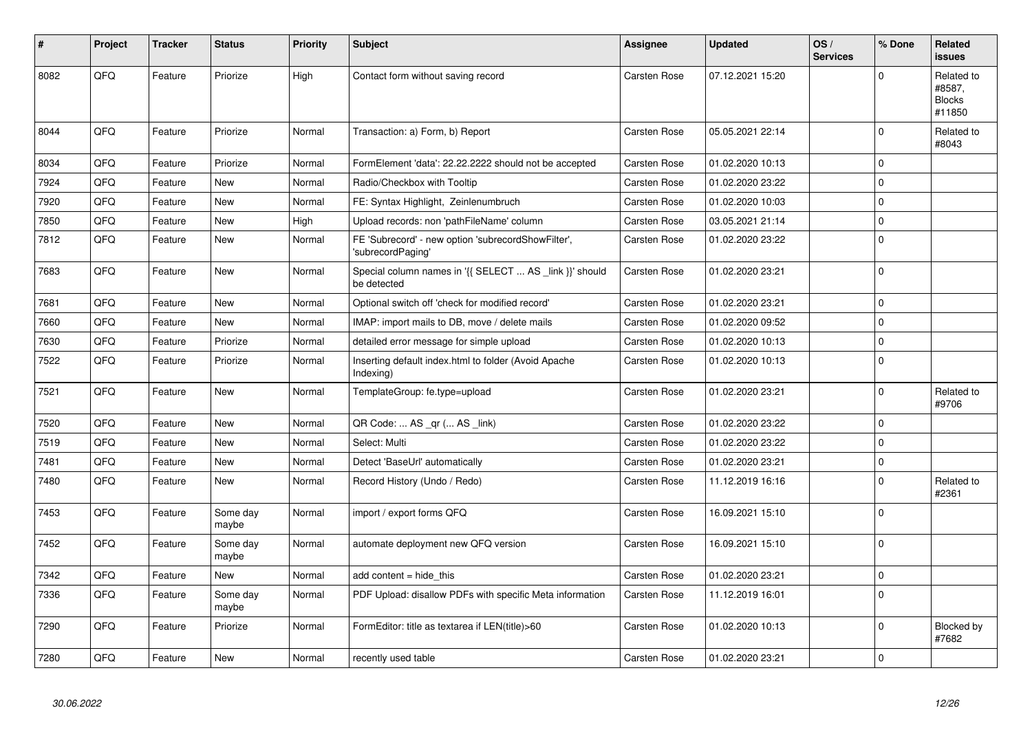| # | Project | Tracker | Status | Priority | Subject | Assignee | Updated | OS / Services | % Done | Related issues |
|---|---|---|---|---|---|---|---|---|---|---|
| 8082 | QFQ | Feature | Priorize | High | Contact form without saving record | Carsten Rose | 07.12.2021 15:20 | | 0 | Related to #8587, Blocks #11850 |
| 8044 | QFQ | Feature | Priorize | Normal | Transaction: a) Form, b) Report | Carsten Rose | 05.05.2021 22:14 | | 0 | Related to #8043 |
| 8034 | QFQ | Feature | Priorize | Normal | FormElement 'data': 22.22.2222 should not be accepted | Carsten Rose | 01.02.2020 10:13 | | 0 | |
| 7924 | QFQ | Feature | New | Normal | Radio/Checkbox with Tooltip | Carsten Rose | 01.02.2020 23:22 | | 0 | |
| 7920 | QFQ | Feature | New | Normal | FE: Syntax Highlight, Zeinlenumbruch | Carsten Rose | 01.02.2020 10:03 | | 0 | |
| 7850 | QFQ | Feature | New | High | Upload records: non 'pathFileName' column | Carsten Rose | 03.05.2021 21:14 | | 0 | |
| 7812 | QFQ | Feature | New | Normal | FE 'Subrecord' - new option 'subrecordShowFilter', 'subrecordPaging' | Carsten Rose | 01.02.2020 23:22 | | 0 | |
| 7683 | QFQ | Feature | New | Normal | Special column names in '{{ SELECT ... AS _link }}' should be detected | Carsten Rose | 01.02.2020 23:21 | | 0 | |
| 7681 | QFQ | Feature | New | Normal | Optional switch off 'check for modified record' | Carsten Rose | 01.02.2020 23:21 | | 0 | |
| 7660 | QFQ | Feature | New | Normal | IMAP: import mails to DB, move / delete mails | Carsten Rose | 01.02.2020 09:52 | | 0 | |
| 7630 | QFQ | Feature | Priorize | Normal | detailed error message for simple upload | Carsten Rose | 01.02.2020 10:13 | | 0 | |
| 7522 | QFQ | Feature | Priorize | Normal | Inserting default index.html to folder (Avoid Apache Indexing) | Carsten Rose | 01.02.2020 10:13 | | 0 | |
| 7521 | QFQ | Feature | New | Normal | TemplateGroup: fe.type=upload | Carsten Rose | 01.02.2020 23:21 | | 0 | Related to #9706 |
| 7520 | QFQ | Feature | New | Normal | QR Code: ... AS _qr ( ... AS _link) | Carsten Rose | 01.02.2020 23:22 | | 0 | |
| 7519 | QFQ | Feature | New | Normal | Select: Multi | Carsten Rose | 01.02.2020 23:22 | | 0 | |
| 7481 | QFQ | Feature | New | Normal | Detect 'BaseUrl' automatically | Carsten Rose | 01.02.2020 23:21 | | 0 | |
| 7480 | QFQ | Feature | New | Normal | Record History (Undo / Redo) | Carsten Rose | 11.12.2019 16:16 | | 0 | Related to #2361 |
| 7453 | QFQ | Feature | Some day maybe | Normal | import / export forms QFQ | Carsten Rose | 16.09.2021 15:10 | | 0 | |
| 7452 | QFQ | Feature | Some day maybe | Normal | automate deployment new QFQ version | Carsten Rose | 16.09.2021 15:10 | | 0 | |
| 7342 | QFQ | Feature | New | Normal | add content = hide_this | Carsten Rose | 01.02.2020 23:21 | | 0 | |
| 7336 | QFQ | Feature | Some day maybe | Normal | PDF Upload: disallow PDFs with specific Meta information | Carsten Rose | 11.12.2019 16:01 | | 0 | |
| 7290 | QFQ | Feature | Priorize | Normal | FormEditor: title as textarea if LEN(title)>60 | Carsten Rose | 01.02.2020 10:13 | | 0 | Blocked by #7682 |
| 7280 | QFQ | Feature | New | Normal | recently used table | Carsten Rose | 01.02.2020 23:21 | | 0 | |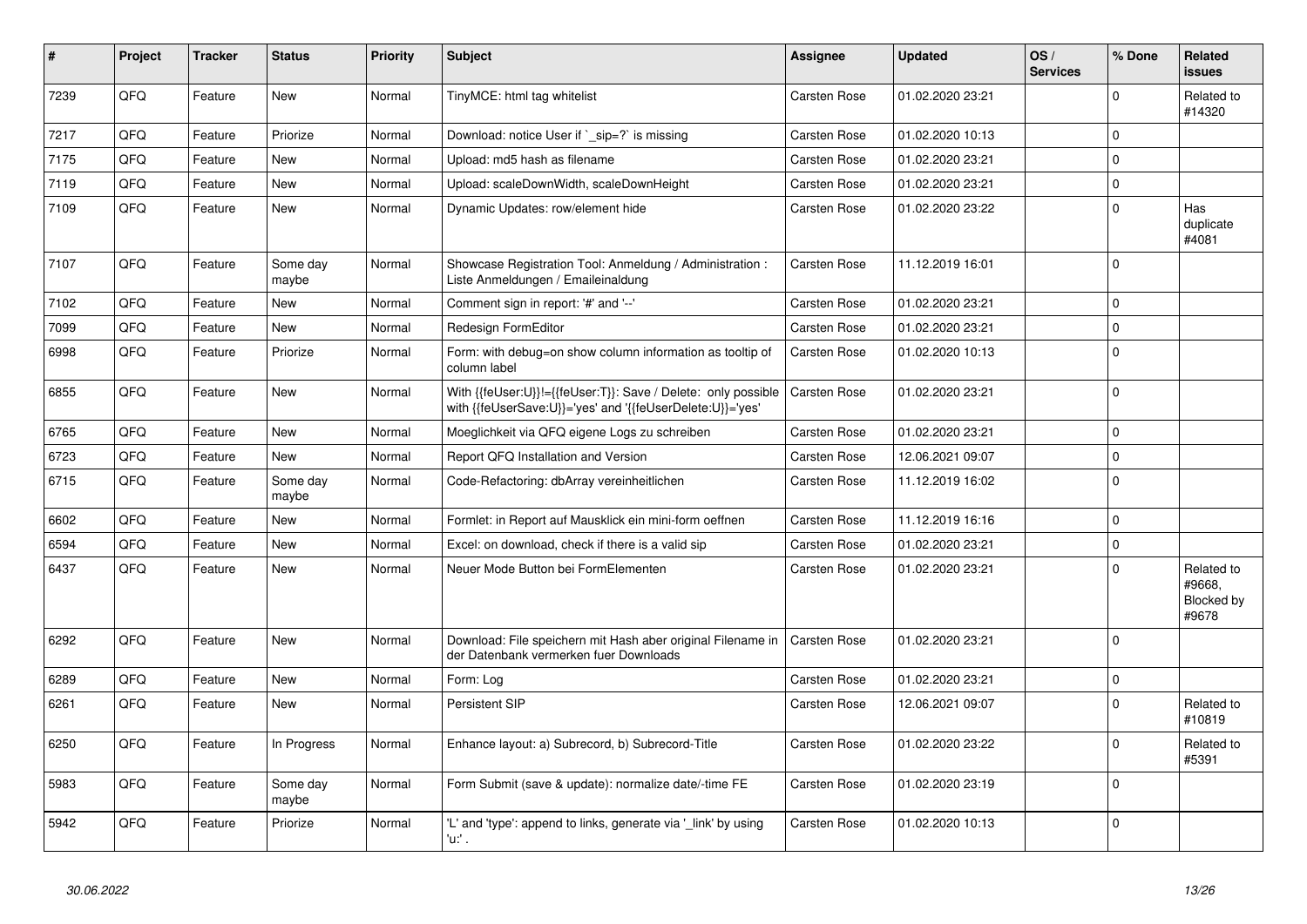| # | Project | Tracker | Status | Priority | Subject | Assignee | Updated | OS / Services | % Done | Related issues |
|---|---|---|---|---|---|---|---|---|---|---|
| 7239 | QFQ | Feature | New | Normal | TinyMCE: html tag whitelist | Carsten Rose | 01.02.2020 23:21 | | 0 | Related to #14320 |
| 7217 | QFQ | Feature | Priorize | Normal | Download: notice User if `_sip=?` is missing | Carsten Rose | 01.02.2020 10:13 | | 0 | |
| 7175 | QFQ | Feature | New | Normal | Upload: md5 hash as filename | Carsten Rose | 01.02.2020 23:21 | | 0 | |
| 7119 | QFQ | Feature | New | Normal | Upload: scaleDownWidth, scaleDownHeight | Carsten Rose | 01.02.2020 23:21 | | 0 | |
| 7109 | QFQ | Feature | New | Normal | Dynamic Updates: row/element hide | Carsten Rose | 01.02.2020 23:22 | | 0 | Has duplicate #4081 |
| 7107 | QFQ | Feature | Some day maybe | Normal | Showcase Registration Tool: Anmeldung / Administration : Liste Anmeldungen / Emaileinaldung | Carsten Rose | 11.12.2019 16:01 | | 0 | |
| 7102 | QFQ | Feature | New | Normal | Comment sign in report: '#' and '--' | Carsten Rose | 01.02.2020 23:21 | | 0 | |
| 7099 | QFQ | Feature | New | Normal | Redesign FormEditor | Carsten Rose | 01.02.2020 23:21 | | 0 | |
| 6998 | QFQ | Feature | Priorize | Normal | Form: with debug=on show column information as tooltip of column label | Carsten Rose | 01.02.2020 10:13 | | 0 | |
| 6855 | QFQ | Feature | New | Normal | With {{feUser:U}}!={{feUser:T}}: Save / Delete: only possible with {{feUserSave:U}}='yes' and '{{feUserDelete:U}}='yes' | Carsten Rose | 01.02.2020 23:21 | | 0 | |
| 6765 | QFQ | Feature | New | Normal | Moeglichkeit via QFQ eigene Logs zu schreiben | Carsten Rose | 01.02.2020 23:21 | | 0 | |
| 6723 | QFQ | Feature | New | Normal | Report QFQ Installation and Version | Carsten Rose | 12.06.2021 09:07 | | 0 | |
| 6715 | QFQ | Feature | Some day maybe | Normal | Code-Refactoring: dbArray vereinheitlichen | Carsten Rose | 11.12.2019 16:02 | | 0 | |
| 6602 | QFQ | Feature | New | Normal | Formlet: in Report auf Mausklick ein mini-form oeffnen | Carsten Rose | 11.12.2019 16:16 | | 0 | |
| 6594 | QFQ | Feature | New | Normal | Excel: on download, check if there is a valid sip | Carsten Rose | 01.02.2020 23:21 | | 0 | |
| 6437 | QFQ | Feature | New | Normal | Neuer Mode Button bei FormElementen | Carsten Rose | 01.02.2020 23:21 | | 0 | Related to #9668, Blocked by #9678 |
| 6292 | QFQ | Feature | New | Normal | Download: File speichern mit Hash aber original Filename in der Datenbank vermerken fuer Downloads | Carsten Rose | 01.02.2020 23:21 | | 0 | |
| 6289 | QFQ | Feature | New | Normal | Form: Log | Carsten Rose | 01.02.2020 23:21 | | 0 | |
| 6261 | QFQ | Feature | New | Normal | Persistent SIP | Carsten Rose | 12.06.2021 09:07 | | 0 | Related to #10819 |
| 6250 | QFQ | Feature | In Progress | Normal | Enhance layout: a) Subrecord, b) Subrecord-Title | Carsten Rose | 01.02.2020 23:22 | | 0 | Related to #5391 |
| 5983 | QFQ | Feature | Some day maybe | Normal | Form Submit (save & update): normalize date/-time FE | Carsten Rose | 01.02.2020 23:19 | | 0 | |
| 5942 | QFQ | Feature | Priorize | Normal | 'L' and 'type': append to links, generate via '_link' by using 'u:' . | Carsten Rose | 01.02.2020 10:13 | | 0 | |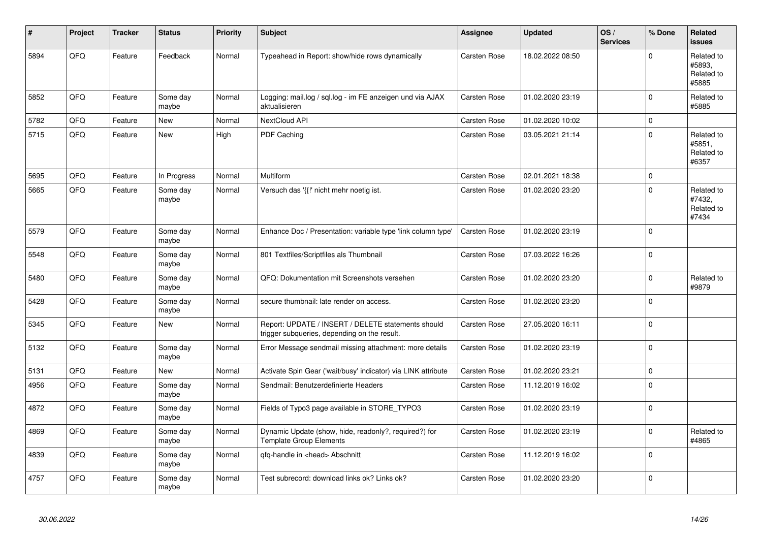| # | Project | Tracker | Status | Priority | Subject | Assignee | Updated | OS / Services | % Done | Related issues |
|---|---|---|---|---|---|---|---|---|---|---|
| 5894 | QFQ | Feature | Feedback | Normal | Typeahead in Report: show/hide rows dynamically | Carsten Rose | 18.02.2022 08:50 | | 0 | Related to #5893, Related to #5885 |
| 5852 | QFQ | Feature | Some day maybe | Normal | Logging: mail.log / sql.log - im FE anzeigen und via AJAX aktualisieren | Carsten Rose | 01.02.2020 23:19 | | 0 | Related to #5885 |
| 5782 | QFQ | Feature | New | Normal | NextCloud API | Carsten Rose | 01.02.2020 10:02 | | 0 | |
| 5715 | QFQ | Feature | New | High | PDF Caching | Carsten Rose | 03.05.2021 21:14 | | 0 | Related to #5851, Related to #6357 |
| 5695 | QFQ | Feature | In Progress | Normal | Multiform | Carsten Rose | 02.01.2021 18:38 | | 0 | |
| 5665 | QFQ | Feature | Some day maybe | Normal | Versuch das '{{!' nicht mehr noetig ist. | Carsten Rose | 01.02.2020 23:20 | | 0 | Related to #7432, Related to #7434 |
| 5579 | QFQ | Feature | Some day maybe | Normal | Enhance Doc / Presentation: variable type 'link column type' | Carsten Rose | 01.02.2020 23:19 | | 0 | |
| 5548 | QFQ | Feature | Some day maybe | Normal | 801 Textfiles/Scriptfiles als Thumbnail | Carsten Rose | 07.03.2022 16:26 | | 0 | |
| 5480 | QFQ | Feature | Some day maybe | Normal | QFQ: Dokumentation mit Screenshots versehen | Carsten Rose | 01.02.2020 23:20 | | 0 | Related to #9879 |
| 5428 | QFQ | Feature | Some day maybe | Normal | secure thumbnail: late render on access. | Carsten Rose | 01.02.2020 23:20 | | 0 | |
| 5345 | QFQ | Feature | New | Normal | Report: UPDATE / INSERT / DELETE statements should trigger subqueries, depending on the result. | Carsten Rose | 27.05.2020 16:11 | | 0 | |
| 5132 | QFQ | Feature | Some day maybe | Normal | Error Message sendmail missing attachment: more details | Carsten Rose | 01.02.2020 23:19 | | 0 | |
| 5131 | QFQ | Feature | New | Normal | Activate Spin Gear ('wait/busy' indicator) via LINK attribute | Carsten Rose | 01.02.2020 23:21 | | 0 | |
| 4956 | QFQ | Feature | Some day maybe | Normal | Sendmail: Benutzerdefinierte Headers | Carsten Rose | 11.12.2019 16:02 | | 0 | |
| 4872 | QFQ | Feature | Some day maybe | Normal | Fields of Typo3 page available in STORE_TYPO3 | Carsten Rose | 01.02.2020 23:19 | | 0 | |
| 4869 | QFQ | Feature | Some day maybe | Normal | Dynamic Update (show, hide, readonly?, required?) for Template Group Elements | Carsten Rose | 01.02.2020 23:19 | | 0 | Related to #4865 |
| 4839 | QFQ | Feature | Some day maybe | Normal | qfq-handle in <head> Abschnitt | Carsten Rose | 11.12.2019 16:02 | | 0 | |
| 4757 | QFQ | Feature | Some day maybe | Normal | Test subrecord: download links ok? Links ok? | Carsten Rose | 01.02.2020 23:20 | | 0 | |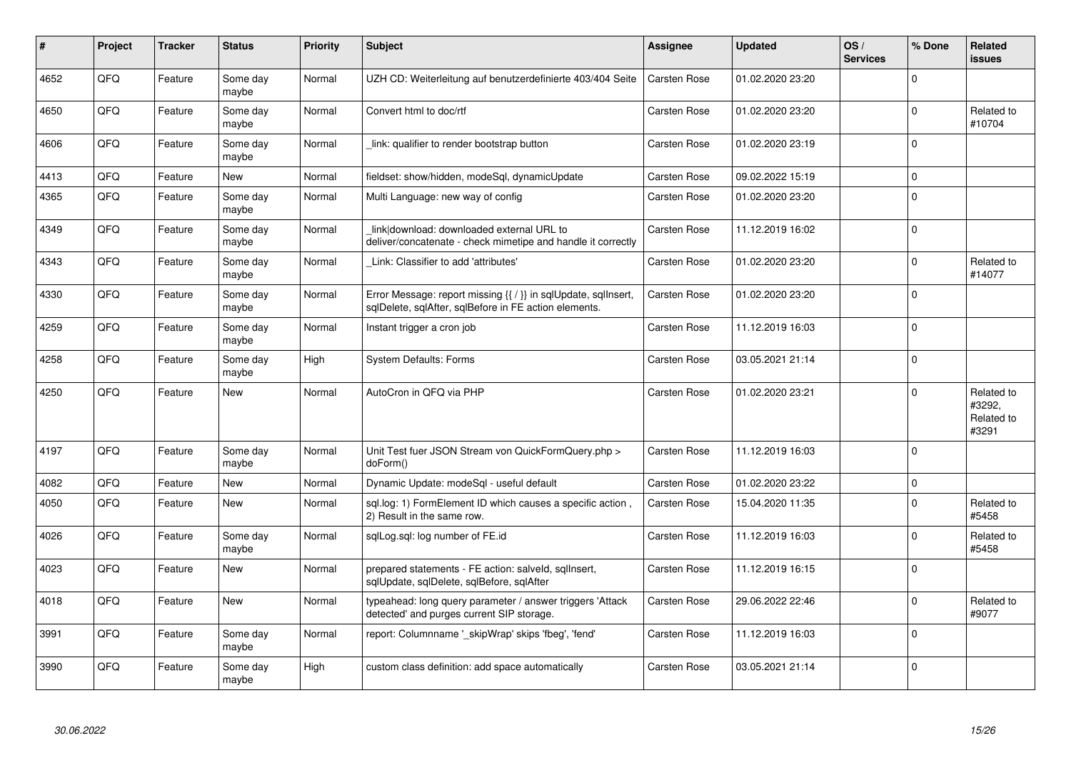| # | Project | Tracker | Status | Priority | Subject | Assignee | Updated | OS / Services | % Done | Related issues |
|---|---|---|---|---|---|---|---|---|---|---|
| 4652 | QFQ | Feature | Some day maybe | Normal | UZH CD: Weiterleitung auf benutzerdefinierte 403/404 Seite | Carsten Rose | 01.02.2020 23:20 | | 0 | |
| 4650 | QFQ | Feature | Some day maybe | Normal | Convert html to doc/rtf | Carsten Rose | 01.02.2020 23:20 | | 0 | Related to #10704 |
| 4606 | QFQ | Feature | Some day maybe | Normal | _link: qualifier to render bootstrap button | Carsten Rose | 01.02.2020 23:19 | | 0 | |
| 4413 | QFQ | Feature | New | Normal | fieldset: show/hidden, modeSql, dynamicUpdate | Carsten Rose | 09.02.2022 15:19 | | 0 | |
| 4365 | QFQ | Feature | Some day maybe | Normal | Multi Language: new way of config | Carsten Rose | 01.02.2020 23:20 | | 0 | |
| 4349 | QFQ | Feature | Some day maybe | Normal | _link\|download: downloaded external URL to deliver/concatenate - check mimetipe and handle it correctly | Carsten Rose | 11.12.2019 16:02 | | 0 | |
| 4343 | QFQ | Feature | Some day maybe | Normal | _Link: Classifier to add 'attributes' | Carsten Rose | 01.02.2020 23:20 | | 0 | Related to #14077 |
| 4330 | QFQ | Feature | Some day maybe | Normal | Error Message: report missing {{ / }} in sqlUpdate, sqlInsert, sqlDelete, sqlAfter, sqlBefore in FE action elements. | Carsten Rose | 01.02.2020 23:20 | | 0 | |
| 4259 | QFQ | Feature | Some day maybe | Normal | Instant trigger a cron job | Carsten Rose | 11.12.2019 16:03 | | 0 | |
| 4258 | QFQ | Feature | Some day maybe | High | System Defaults: Forms | Carsten Rose | 03.05.2021 21:14 | | 0 | |
| 4250 | QFQ | Feature | New | Normal | AutoCron in QFQ via PHP | Carsten Rose | 01.02.2020 23:21 | | 0 | Related to #3292, Related to #3291 |
| 4197 | QFQ | Feature | Some day maybe | Normal | Unit Test fuer JSON Stream von QuickFormQuery.php > doForm() | Carsten Rose | 11.12.2019 16:03 | | 0 | |
| 4082 | QFQ | Feature | New | Normal | Dynamic Update: modeSql - useful default | Carsten Rose | 01.02.2020 23:22 | | 0 | |
| 4050 | QFQ | Feature | New | Normal | sql.log: 1) FormElement ID which causes a specific action , 2) Result in the same row. | Carsten Rose | 15.04.2020 11:35 | | 0 | Related to #5458 |
| 4026 | QFQ | Feature | Some day maybe | Normal | sqlLog.sql: log number of FE.id | Carsten Rose | 11.12.2019 16:03 | | 0 | Related to #5458 |
| 4023 | QFQ | Feature | New | Normal | prepared statements - FE action: salveId, sqlInsert, sqlUpdate, sqlDelete, sqlBefore, sqlAfter | Carsten Rose | 11.12.2019 16:15 | | 0 | |
| 4018 | QFQ | Feature | New | Normal | typeahead: long query parameter / answer triggers 'Attack detected' and purges current SIP storage. | Carsten Rose | 29.06.2022 22:46 | | 0 | Related to #9077 |
| 3991 | QFQ | Feature | Some day maybe | Normal | report: Columnname '_skipWrap' skips 'fbeg', 'fend' | Carsten Rose | 11.12.2019 16:03 | | 0 | |
| 3990 | QFQ | Feature | Some day maybe | High | custom class definition: add space automatically | Carsten Rose | 03.05.2021 21:14 | | 0 | |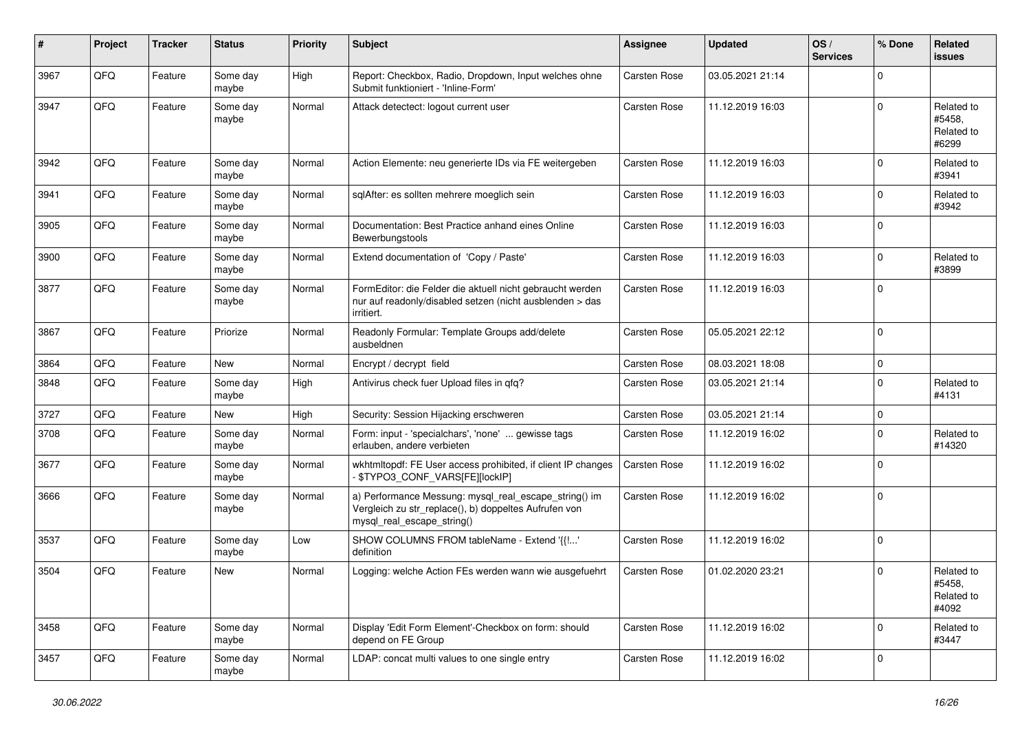| # | Project | Tracker | Status | Priority | Subject | Assignee | Updated | OS / Services | % Done | Related issues |
|---|---|---|---|---|---|---|---|---|---|---|
| 3967 | QFQ | Feature | Some day maybe | High | Report: Checkbox, Radio, Dropdown, Input welches ohne Submit funktioniert - 'Inline-Form' | Carsten Rose | 03.05.2021 21:14 | | 0 | |
| 3947 | QFQ | Feature | Some day maybe | Normal | Attack detectect: logout current user | Carsten Rose | 11.12.2019 16:03 | | 0 | Related to #5458, Related to #6299 |
| 3942 | QFQ | Feature | Some day maybe | Normal | Action Elemente: neu generierte IDs via FE weitergeben | Carsten Rose | 11.12.2019 16:03 | | 0 | Related to #3941 |
| 3941 | QFQ | Feature | Some day maybe | Normal | sqlAfter: es sollten mehrere moeglich sein | Carsten Rose | 11.12.2019 16:03 | | 0 | Related to #3942 |
| 3905 | QFQ | Feature | Some day maybe | Normal | Documentation: Best Practice anhand eines Online Bewerbungstools | Carsten Rose | 11.12.2019 16:03 | | 0 | |
| 3900 | QFQ | Feature | Some day maybe | Normal | Extend documentation of 'Copy / Paste' | Carsten Rose | 11.12.2019 16:03 | | 0 | Related to #3899 |
| 3877 | QFQ | Feature | Some day maybe | Normal | FormEditor: die Felder die aktuell nicht gebraucht werden nur auf readonly/disabled setzen (nicht ausblenden > das irritiert. | Carsten Rose | 11.12.2019 16:03 | | 0 | |
| 3867 | QFQ | Feature | Priorize | Normal | Readonly Formular: Template Groups add/delete ausbeldnen | Carsten Rose | 05.05.2021 22:12 | | 0 | |
| 3864 | QFQ | Feature | New | Normal | Encrypt / decrypt field | Carsten Rose | 08.03.2021 18:08 | | 0 | |
| 3848 | QFQ | Feature | Some day maybe | High | Antivirus check fuer Upload files in qfq? | Carsten Rose | 03.05.2021 21:14 | | 0 | Related to #4131 |
| 3727 | QFQ | Feature | New | High | Security: Session Hijacking erschweren | Carsten Rose | 03.05.2021 21:14 | | 0 | |
| 3708 | QFQ | Feature | Some day maybe | Normal | Form: input - 'specialchars', 'none' ... gewisse tags erlauben, andere verbieten | Carsten Rose | 11.12.2019 16:02 | | 0 | Related to #14320 |
| 3677 | QFQ | Feature | Some day maybe | Normal | wkhtmltopdf: FE User access prohibited, if client IP changes - $TYPO3_CONF_VARS[FE][lockIP] | Carsten Rose | 11.12.2019 16:02 | | 0 | |
| 3666 | QFQ | Feature | Some day maybe | Normal | a) Performance Messung: mysql_real_escape_string() im Vergleich zu str_replace(), b) doppeltes Aufrufen von mysql_real_escape_string() | Carsten Rose | 11.12.2019 16:02 | | 0 | |
| 3537 | QFQ | Feature | Some day maybe | Low | SHOW COLUMNS FROM tableName - Extend '{{!...' definition | Carsten Rose | 11.12.2019 16:02 | | 0 | |
| 3504 | QFQ | Feature | New | Normal | Logging: welche Action FEs werden wann wie ausgefuehrt | Carsten Rose | 01.02.2020 23:21 | | 0 | Related to #5458, Related to #4092 |
| 3458 | QFQ | Feature | Some day maybe | Normal | Display 'Edit Form Element'-Checkbox on form: should depend on FE Group | Carsten Rose | 11.12.2019 16:02 | | 0 | Related to #3447 |
| 3457 | QFQ | Feature | Some day maybe | Normal | LDAP: concat multi values to one single entry | Carsten Rose | 11.12.2019 16:02 | | 0 | |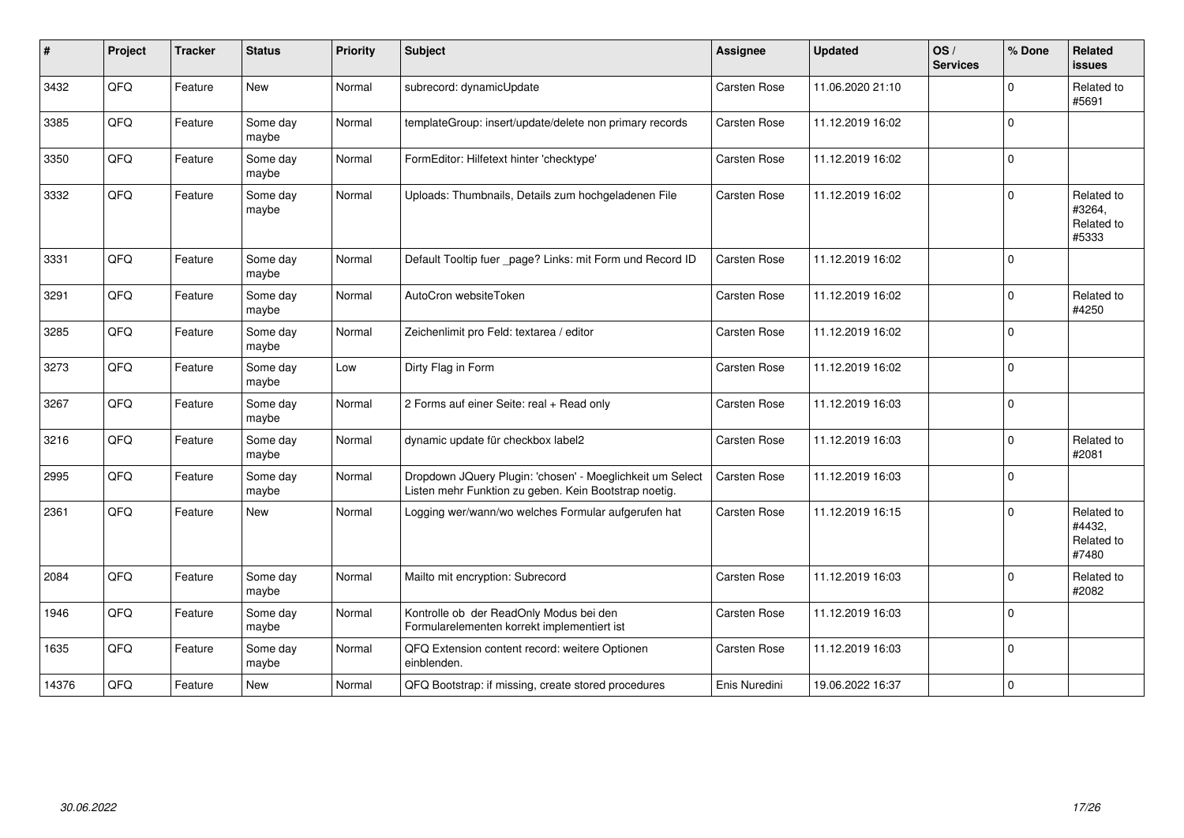| # | Project | Tracker | Status | Priority | Subject | Assignee | Updated | OS / Services | % Done | Related issues |
|---|---|---|---|---|---|---|---|---|---|---|
| 3432 | QFQ | Feature | New | Normal | subrecord: dynamicUpdate | Carsten Rose | 11.06.2020 21:10 | | 0 | Related to #5691 |
| 3385 | QFQ | Feature | Some day maybe | Normal | templateGroup: insert/update/delete non primary records | Carsten Rose | 11.12.2019 16:02 | | 0 | |
| 3350 | QFQ | Feature | Some day maybe | Normal | FormEditor: Hilfetext hinter 'checktype' | Carsten Rose | 11.12.2019 16:02 | | 0 | |
| 3332 | QFQ | Feature | Some day maybe | Normal | Uploads: Thumbnails, Details zum hochgeladenen File | Carsten Rose | 11.12.2019 16:02 | | 0 | Related to #3264, Related to #5333 |
| 3331 | QFQ | Feature | Some day maybe | Normal | Default Tooltip fuer _page? Links: mit Form und Record ID | Carsten Rose | 11.12.2019 16:02 | | 0 | |
| 3291 | QFQ | Feature | Some day maybe | Normal | AutoCron websiteToken | Carsten Rose | 11.12.2019 16:02 | | 0 | Related to #4250 |
| 3285 | QFQ | Feature | Some day maybe | Normal | Zeichenlimit pro Feld: textarea / editor | Carsten Rose | 11.12.2019 16:02 | | 0 | |
| 3273 | QFQ | Feature | Some day maybe | Low | Dirty Flag in Form | Carsten Rose | 11.12.2019 16:02 | | 0 | |
| 3267 | QFQ | Feature | Some day maybe | Normal | 2 Forms auf einer Seite: real + Read only | Carsten Rose | 11.12.2019 16:03 | | 0 | |
| 3216 | QFQ | Feature | Some day maybe | Normal | dynamic update für checkbox label2 | Carsten Rose | 11.12.2019 16:03 | | 0 | Related to #2081 |
| 2995 | QFQ | Feature | Some day maybe | Normal | Dropdown JQuery Plugin: 'chosen' - Moeglichkeit um Select Listen mehr Funktion zu geben. Kein Bootstrap noetig. | Carsten Rose | 11.12.2019 16:03 | | 0 | |
| 2361 | QFQ | Feature | New | Normal | Logging wer/wann/wo welches Formular aufgerufen hat | Carsten Rose | 11.12.2019 16:15 | | 0 | Related to #4432, Related to #7480 |
| 2084 | QFQ | Feature | Some day maybe | Normal | Mailto mit encryption: Subrecord | Carsten Rose | 11.12.2019 16:03 | | 0 | Related to #2082 |
| 1946 | QFQ | Feature | Some day maybe | Normal | Kontrolle ob der ReadOnly Modus bei den Formularelementen korrekt implementiert ist | Carsten Rose | 11.12.2019 16:03 | | 0 | |
| 1635 | QFQ | Feature | Some day maybe | Normal | QFQ Extension content record: weitere Optionen einblenden. | Carsten Rose | 11.12.2019 16:03 | | 0 | |
| 14376 | QFQ | Feature | New | Normal | QFQ Bootstrap: if missing, create stored procedures | Enis Nuredini | 19.06.2022 16:37 | | 0 | |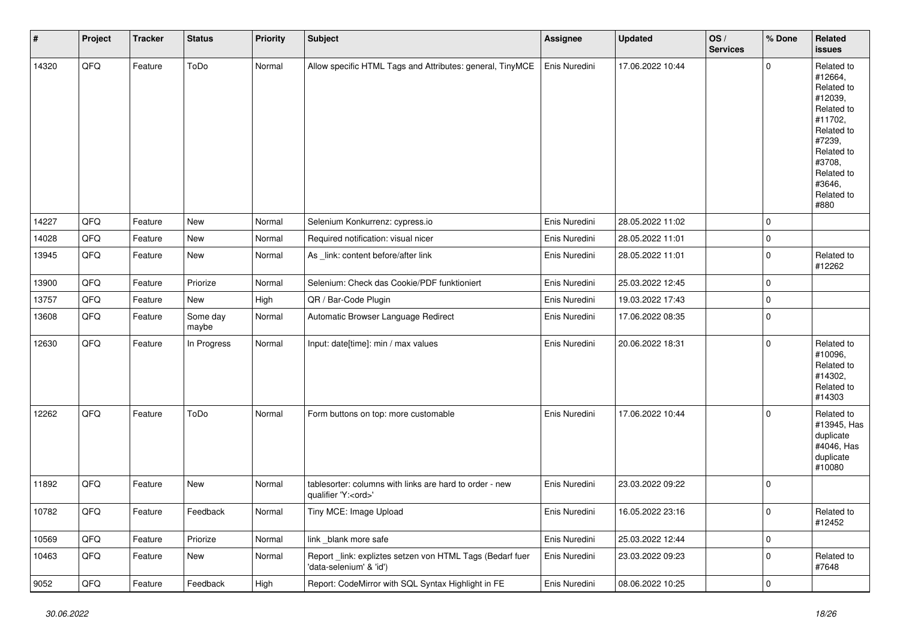| # | Project | Tracker | Status | Priority | Subject | Assignee | Updated | OS / Services | % Done | Related issues |
|---|---|---|---|---|---|---|---|---|---|---|
| 14320 | QFQ | Feature | ToDo | Normal | Allow specific HTML Tags and Attributes: general, TinyMCE | Enis Nuredini | 17.06.2022 10:44 | | 0 | Related to #12664, Related to #12039, Related to #11702, Related to #7239, Related to #3708, Related to #3646, Related to #880 |
| 14227 | QFQ | Feature | New | Normal | Selenium Konkurrenz: cypress.io | Enis Nuredini | 28.05.2022 11:02 | | 0 | |
| 14028 | QFQ | Feature | New | Normal | Required notification: visual nicer | Enis Nuredini | 28.05.2022 11:01 | | 0 | |
| 13945 | QFQ | Feature | New | Normal | As _link: content before/after link | Enis Nuredini | 28.05.2022 11:01 | | 0 | Related to #12262 |
| 13900 | QFQ | Feature | Priorize | Normal | Selenium: Check das Cookie/PDF funktioniert | Enis Nuredini | 25.03.2022 12:45 | | 0 | |
| 13757 | QFQ | Feature | New | High | QR / Bar-Code Plugin | Enis Nuredini | 19.03.2022 17:43 | | 0 | |
| 13608 | QFQ | Feature | Some day maybe | Normal | Automatic Browser Language Redirect | Enis Nuredini | 17.06.2022 08:35 | | 0 | |
| 12630 | QFQ | Feature | In Progress | Normal | Input: date[time]: min / max values | Enis Nuredini | 20.06.2022 18:31 | | 0 | Related to #10096, Related to #14302, Related to #14303 |
| 12262 | QFQ | Feature | ToDo | Normal | Form buttons on top: more customable | Enis Nuredini | 17.06.2022 10:44 | | 0 | Related to #13945, Has duplicate #4046, Has duplicate #10080 |
| 11892 | QFQ | Feature | New | Normal | tablesorter: columns with links are hard to order - new qualifier 'Y:<ord>' | Enis Nuredini | 23.03.2022 09:22 | | 0 | |
| 10782 | QFQ | Feature | Feedback | Normal | Tiny MCE: Image Upload | Enis Nuredini | 16.05.2022 23:16 | | 0 | Related to #12452 |
| 10569 | QFQ | Feature | Priorize | Normal | link _blank more safe | Enis Nuredini | 25.03.2022 12:44 | | 0 | |
| 10463 | QFQ | Feature | New | Normal | Report _link: expliztes setzen von HTML Tags (Bedarf fuer 'data-selenium' & 'id') | Enis Nuredini | 23.03.2022 09:23 | | 0 | Related to #7648 |
| 9052 | QFQ | Feature | Feedback | High | Report: CodeMirror with SQL Syntax Highlight in FE | Enis Nuredini | 08.06.2022 10:25 | | 0 | |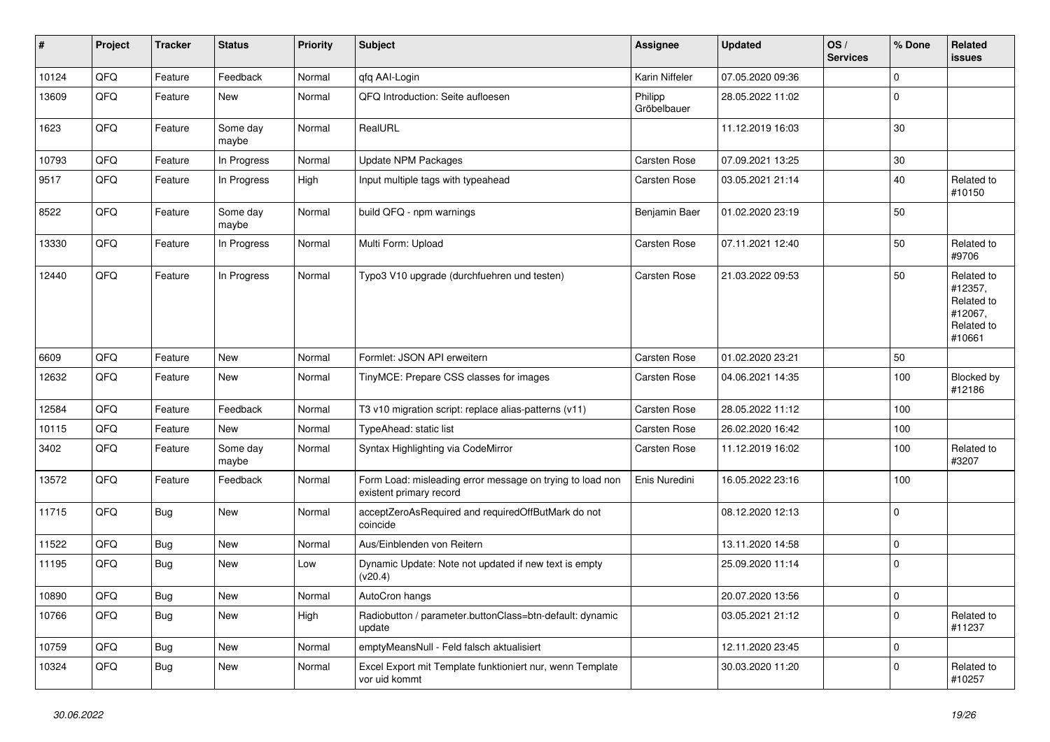| # | Project | Tracker | Status | Priority | Subject | Assignee | Updated | OS / Services | % Done | Related issues |
|---|---|---|---|---|---|---|---|---|---|---|
| 10124 | QFQ | Feature | Feedback | Normal | qfq AAI-Login | Karin Niffeler | 07.05.2020 09:36 | | 0 | |
| 13609 | QFQ | Feature | New | Normal | QFQ Introduction: Seite aufloesen | Philipp Gröbelbauer | 28.05.2022 11:02 | | 0 | |
| 1623 | QFQ | Feature | Some day maybe | Normal | RealURL | | 11.12.2019 16:03 | | 30 | |
| 10793 | QFQ | Feature | In Progress | Normal | Update NPM Packages | Carsten Rose | 07.09.2021 13:25 | | 30 | |
| 9517 | QFQ | Feature | In Progress | High | Input multiple tags with typeahead | Carsten Rose | 03.05.2021 21:14 | | 40 | Related to #10150 |
| 8522 | QFQ | Feature | Some day maybe | Normal | build QFQ - npm warnings | Benjamin Baer | 01.02.2020 23:19 | | 50 | |
| 13330 | QFQ | Feature | In Progress | Normal | Multi Form: Upload | Carsten Rose | 07.11.2021 12:40 | | 50 | Related to #9706 |
| 12440 | QFQ | Feature | In Progress | Normal | Typo3 V10 upgrade (durchfuehren und testen) | Carsten Rose | 21.03.2022 09:53 | | 50 | Related to #12357, Related to #12067, Related to #10661 |
| 6609 | QFQ | Feature | New | Normal | Formlet: JSON API erweitern | Carsten Rose | 01.02.2020 23:21 | | 50 | |
| 12632 | QFQ | Feature | New | Normal | TinyMCE: Prepare CSS classes for images | Carsten Rose | 04.06.2021 14:35 | | 100 | Blocked by #12186 |
| 12584 | QFQ | Feature | Feedback | Normal | T3 v10 migration script: replace alias-patterns (v11) | Carsten Rose | 28.05.2022 11:12 | | 100 | |
| 10115 | QFQ | Feature | New | Normal | TypeAhead: static list | Carsten Rose | 26.02.2020 16:42 | | 100 | |
| 3402 | QFQ | Feature | Some day maybe | Normal | Syntax Highlighting via CodeMirror | Carsten Rose | 11.12.2019 16:02 | | 100 | Related to #3207 |
| 13572 | QFQ | Feature | Feedback | Normal | Form Load: misleading error message on trying to load non existent primary record | Enis Nuredini | 16.05.2022 23:16 | | 100 | |
| 11715 | QFQ | Bug | New | Normal | acceptZeroAsRequired and requiredOffButMark do not coincide | | 08.12.2020 12:13 | | 0 | |
| 11522 | QFQ | Bug | New | Normal | Aus/Einblenden von Reitern | | 13.11.2020 14:58 | | 0 | |
| 11195 | QFQ | Bug | New | Low | Dynamic Update: Note not updated if new text is empty (v20.4) | | 25.09.2020 11:14 | | 0 | |
| 10890 | QFQ | Bug | New | Normal | AutoCron hangs | | 20.07.2020 13:56 | | 0 | |
| 10766 | QFQ | Bug | New | High | Radiobutton / parameter.buttonClass=btn-default: dynamic update | | 03.05.2021 21:12 | | 0 | Related to #11237 |
| 10759 | QFQ | Bug | New | Normal | emptyMeansNull - Feld falsch aktualisiert | | 12.11.2020 23:45 | | 0 | |
| 10324 | QFQ | Bug | New | Normal | Excel Export mit Template funktioniert nur, wenn Template vor uid kommt | | 30.03.2020 11:20 | | 0 | Related to #10257 |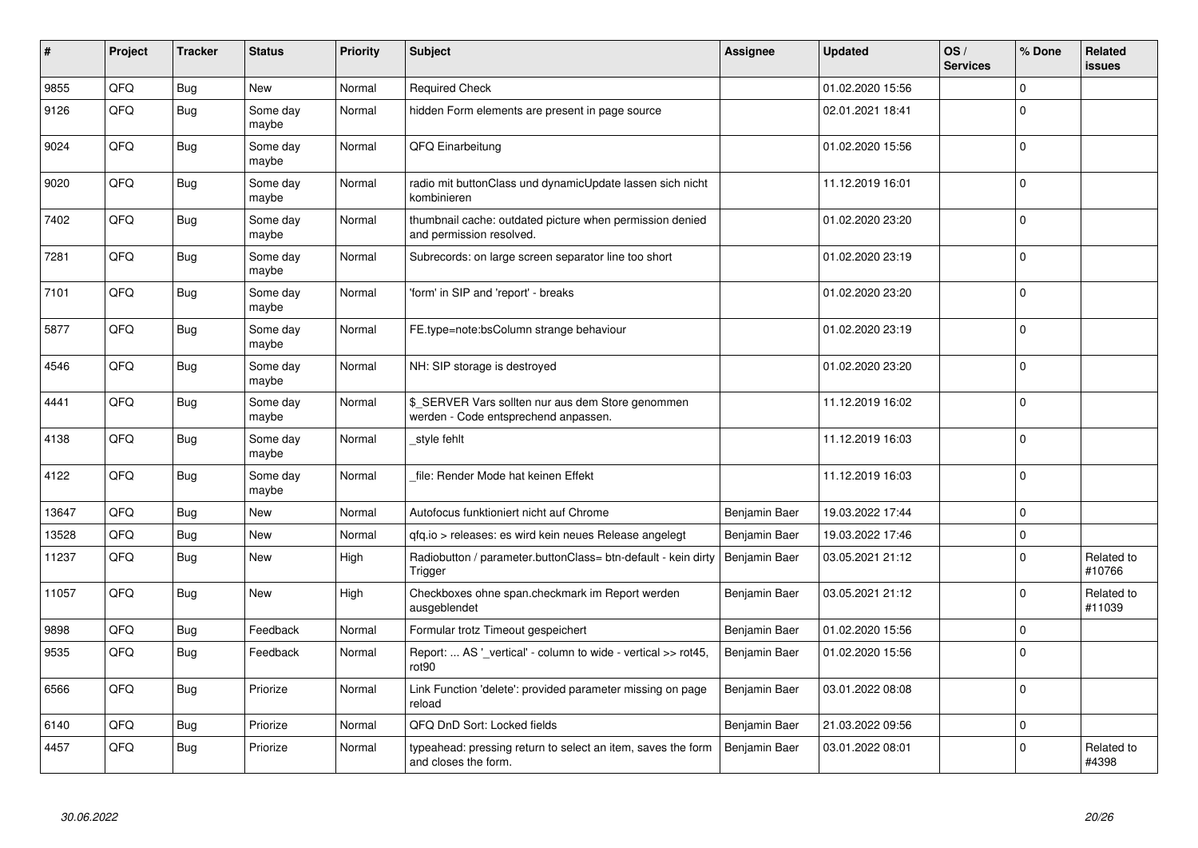| # | Project | Tracker | Status | Priority | Subject | Assignee | Updated | OS / Services | % Done | Related issues |
|---|---|---|---|---|---|---|---|---|---|---|
| 9855 | QFQ | Bug | New | Normal | Required Check | | 01.02.2020 15:56 | | 0 | |
| 9126 | QFQ | Bug | Some day maybe | Normal | hidden Form elements are present in page source | | 02.01.2021 18:41 | | 0 | |
| 9024 | QFQ | Bug | Some day maybe | Normal | QFQ Einarbeitung | | 01.02.2020 15:56 | | 0 | |
| 9020 | QFQ | Bug | Some day maybe | Normal | radio mit buttonClass und dynamicUpdate lassen sich nicht kombinieren | | 11.12.2019 16:01 | | 0 | |
| 7402 | QFQ | Bug | Some day maybe | Normal | thumbnail cache: outdated picture when permission denied and permission resolved. | | 01.02.2020 23:20 | | 0 | |
| 7281 | QFQ | Bug | Some day maybe | Normal | Subrecords: on large screen separator line too short | | 01.02.2020 23:19 | | 0 | |
| 7101 | QFQ | Bug | Some day maybe | Normal | 'form' in SIP and 'report' - breaks | | 01.02.2020 23:20 | | 0 | |
| 5877 | QFQ | Bug | Some day maybe | Normal | FE.type=note:bsColumn strange behaviour | | 01.02.2020 23:19 | | 0 | |
| 4546 | QFQ | Bug | Some day maybe | Normal | NH: SIP storage is destroyed | | 01.02.2020 23:20 | | 0 | |
| 4441 | QFQ | Bug | Some day maybe | Normal | $_SERVER Vars sollten nur aus dem Store genommen werden - Code entsprechend anpassen. | | 11.12.2019 16:02 | | 0 | |
| 4138 | QFQ | Bug | Some day maybe | Normal | _style fehlt | | 11.12.2019 16:03 | | 0 | |
| 4122 | QFQ | Bug | Some day maybe | Normal | _file: Render Mode hat keinen Effekt | | 11.12.2019 16:03 | | 0 | |
| 13647 | QFQ | Bug | New | Normal | Autofocus funktioniert nicht auf Chrome | Benjamin Baer | 19.03.2022 17:44 | | 0 | |
| 13528 | QFQ | Bug | New | Normal | qfq.io > releases: es wird kein neues Release angelegt | Benjamin Baer | 19.03.2022 17:46 | | 0 | |
| 11237 | QFQ | Bug | New | High | Radiobutton / parameter.buttonClass= btn-default - kein dirty Trigger | Benjamin Baer | 03.05.2021 21:12 | | 0 | Related to #10766 |
| 11057 | QFQ | Bug | New | High | Checkboxes ohne span.checkmark im Report werden ausgeblendet | Benjamin Baer | 03.05.2021 21:12 | | 0 | Related to #11039 |
| 9898 | QFQ | Bug | Feedback | Normal | Formular trotz Timeout gespeichert | Benjamin Baer | 01.02.2020 15:56 | | 0 | |
| 9535 | QFQ | Bug | Feedback | Normal | Report: ... AS '_vertical' - column to wide - vertical >> rot45, rot90 | Benjamin Baer | 01.02.2020 15:56 | | 0 | |
| 6566 | QFQ | Bug | Priorize | Normal | Link Function 'delete': provided parameter missing on page reload | Benjamin Baer | 03.01.2022 08:08 | | 0 | |
| 6140 | QFQ | Bug | Priorize | Normal | QFQ DnD Sort: Locked fields | Benjamin Baer | 21.03.2022 09:56 | | 0 | |
| 4457 | QFQ | Bug | Priorize | Normal | typeahead: pressing return to select an item, saves the form and closes the form. | Benjamin Baer | 03.01.2022 08:01 | | 0 | Related to #4398 |

*30.06.2022*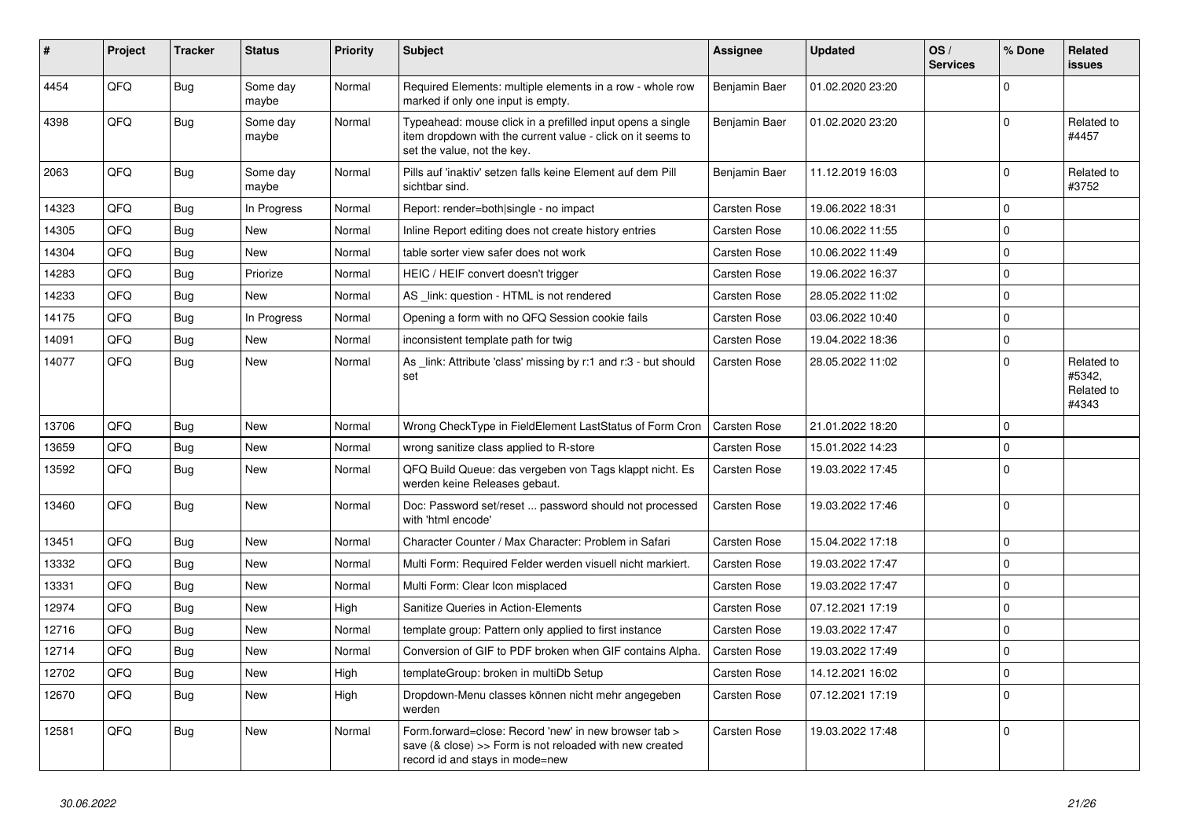| # | Project | Tracker | Status | Priority | Subject | Assignee | Updated | OS / Services | % Done | Related issues |
|---|---|---|---|---|---|---|---|---|---|---|
| 4454 | QFQ | Bug | Some day maybe | Normal | Required Elements: multiple elements in a row - whole row marked if only one input is empty. | Benjamin Baer | 01.02.2020 23:20 | | 0 | |
| 4398 | QFQ | Bug | Some day maybe | Normal | Typeahead: mouse click in a prefilled input opens a single item dropdown with the current value - click on it seems to set the value, not the key. | Benjamin Baer | 01.02.2020 23:20 | | 0 | Related to #4457 |
| 2063 | QFQ | Bug | Some day maybe | Normal | Pills auf 'inaktiv' setzen falls keine Element auf dem Pill sichtbar sind. | Benjamin Baer | 11.12.2019 16:03 | | 0 | Related to #3752 |
| 14323 | QFQ | Bug | In Progress | Normal | Report: render=both\|single - no impact | Carsten Rose | 19.06.2022 18:31 | | 0 | |
| 14305 | QFQ | Bug | New | Normal | Inline Report editing does not create history entries | Carsten Rose | 10.06.2022 11:55 | | 0 | |
| 14304 | QFQ | Bug | New | Normal | table sorter view safer does not work | Carsten Rose | 10.06.2022 11:49 | | 0 | |
| 14283 | QFQ | Bug | Priorize | Normal | HEIC / HEIF convert doesn't trigger | Carsten Rose | 19.06.2022 16:37 | | 0 | |
| 14233 | QFQ | Bug | New | Normal | AS _link: question - HTML is not rendered | Carsten Rose | 28.05.2022 11:02 | | 0 | |
| 14175 | QFQ | Bug | In Progress | Normal | Opening a form with no QFQ Session cookie fails | Carsten Rose | 03.06.2022 10:40 | | 0 | |
| 14091 | QFQ | Bug | New | Normal | inconsistent template path for twig | Carsten Rose | 19.04.2022 18:36 | | 0 | |
| 14077 | QFQ | Bug | New | Normal | As _link: Attribute 'class' missing by r:1 and r:3 - but should set | Carsten Rose | 28.05.2022 11:02 | | 0 | Related to #5342, Related to #4343 |
| 13706 | QFQ | Bug | New | Normal | Wrong CheckType in FieldElement LastStatus of Form Cron | Carsten Rose | 21.01.2022 18:20 | | 0 | |
| 13659 | QFQ | Bug | New | Normal | wrong sanitize class applied to R-store | Carsten Rose | 15.01.2022 14:23 | | 0 | |
| 13592 | QFQ | Bug | New | Normal | QFQ Build Queue: das vergeben von Tags klappt nicht. Es werden keine Releases gebaut. | Carsten Rose | 19.03.2022 17:45 | | 0 | |
| 13460 | QFQ | Bug | New | Normal | Doc: Password set/reset ... password should not processed with 'html encode' | Carsten Rose | 19.03.2022 17:46 | | 0 | |
| 13451 | QFQ | Bug | New | Normal | Character Counter / Max Character: Problem in Safari | Carsten Rose | 15.04.2022 17:18 | | 0 | |
| 13332 | QFQ | Bug | New | Normal | Multi Form: Required Felder werden visuell nicht markiert. | Carsten Rose | 19.03.2022 17:47 | | 0 | |
| 13331 | QFQ | Bug | New | Normal | Multi Form: Clear Icon misplaced | Carsten Rose | 19.03.2022 17:47 | | 0 | |
| 12974 | QFQ | Bug | New | High | Sanitize Queries in Action-Elements | Carsten Rose | 07.12.2021 17:19 | | 0 | |
| 12716 | QFQ | Bug | New | Normal | template group: Pattern only applied to first instance | Carsten Rose | 19.03.2022 17:47 | | 0 | |
| 12714 | QFQ | Bug | New | Normal | Conversion of GIF to PDF broken when GIF contains Alpha. | Carsten Rose | 19.03.2022 17:49 | | 0 | |
| 12702 | QFQ | Bug | New | High | templateGroup: broken in multiDb Setup | Carsten Rose | 14.12.2021 16:02 | | 0 | |
| 12670 | QFQ | Bug | New | High | Dropdown-Menu classes können nicht mehr angegeben werden | Carsten Rose | 07.12.2021 17:19 | | 0 | |
| 12581 | QFQ | Bug | New | Normal | Form.forward=close: Record 'new' in new browser tab > save (& close) >> Form is not reloaded with new created record id and stays in mode=new | Carsten Rose | 19.03.2022 17:48 | | 0 | |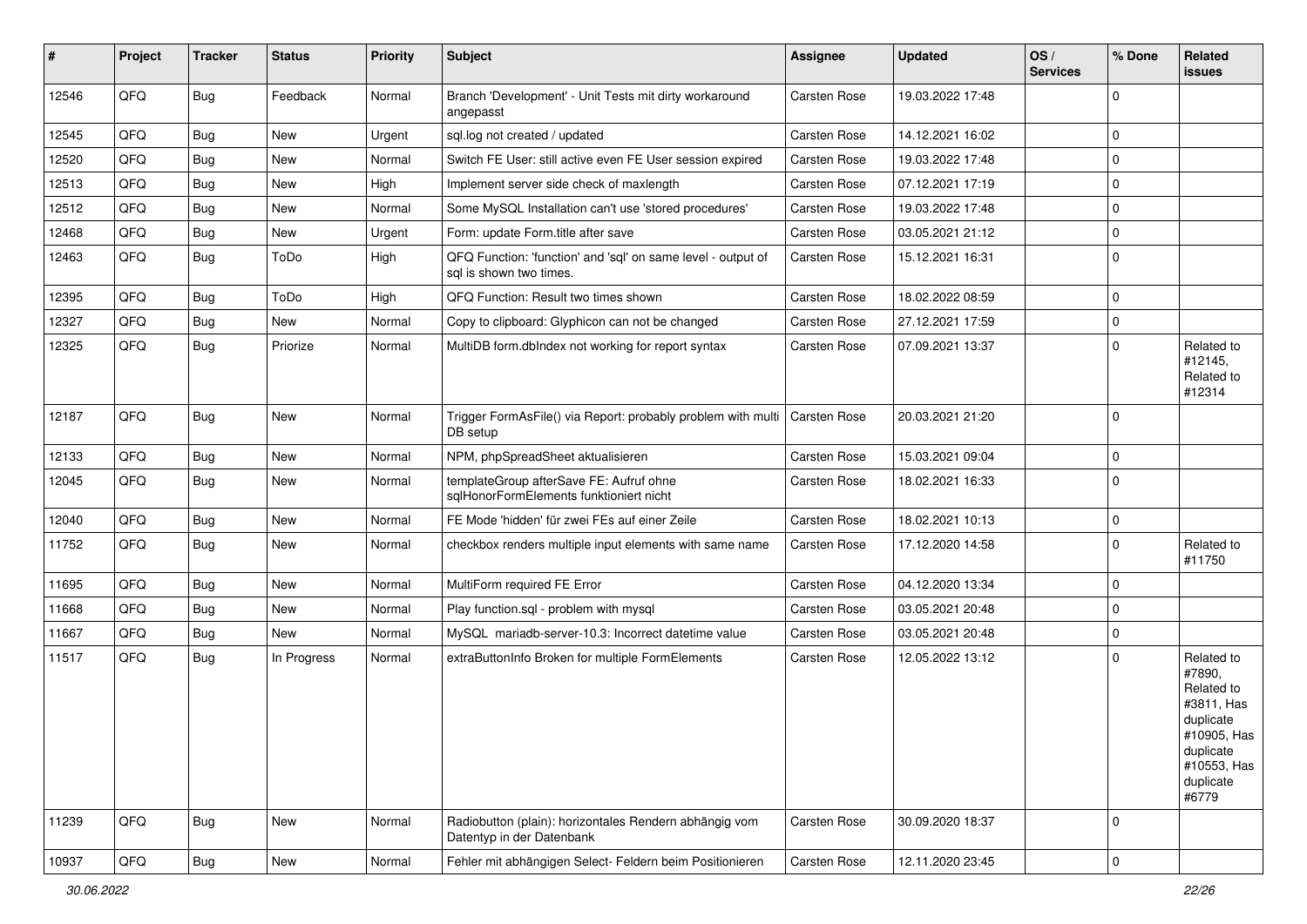| # | Project | Tracker | Status | Priority | Subject | Assignee | Updated | OS / Services | % Done | Related issues |
|---|---|---|---|---|---|---|---|---|---|---|
| 12546 | QFQ | Bug | Feedback | Normal | Branch 'Development' - Unit Tests mit dirty workaround angepasst | Carsten Rose | 19.03.2022 17:48 | | 0 | |
| 12545 | QFQ | Bug | New | Urgent | sql.log not created / updated | Carsten Rose | 14.12.2021 16:02 | | 0 | |
| 12520 | QFQ | Bug | New | Normal | Switch FE User: still active even FE User session expired | Carsten Rose | 19.03.2022 17:48 | | 0 | |
| 12513 | QFQ | Bug | New | High | Implement server side check of maxlength | Carsten Rose | 07.12.2021 17:19 | | 0 | |
| 12512 | QFQ | Bug | New | Normal | Some MySQL Installation can't use 'stored procedures' | Carsten Rose | 19.03.2022 17:48 | | 0 | |
| 12468 | QFQ | Bug | New | Urgent | Form: update Form.title after save | Carsten Rose | 03.05.2021 21:12 | | 0 | |
| 12463 | QFQ | Bug | ToDo | High | QFQ Function: 'function' and 'sql' on same level - output of sql is shown two times. | Carsten Rose | 15.12.2021 16:31 | | 0 | |
| 12395 | QFQ | Bug | ToDo | High | QFQ Function: Result two times shown | Carsten Rose | 18.02.2022 08:59 | | 0 | |
| 12327 | QFQ | Bug | New | Normal | Copy to clipboard: Glyphicon can not be changed | Carsten Rose | 27.12.2021 17:59 | | 0 | |
| 12325 | QFQ | Bug | Priorize | Normal | MultiDB form.dbIndex not working for report syntax | Carsten Rose | 07.09.2021 13:37 | | 0 | Related to #12145, Related to #12314 |
| 12187 | QFQ | Bug | New | Normal | Trigger FormAsFile() via Report: probably problem with multi DB setup | Carsten Rose | 20.03.2021 21:20 | | 0 | |
| 12133 | QFQ | Bug | New | Normal | NPM, phpSpreadSheet aktualisieren | Carsten Rose | 15.03.2021 09:04 | | 0 | |
| 12045 | QFQ | Bug | New | Normal | templateGroup afterSave FE: Aufruf ohne sqlHonorFormElements funktioniert nicht | Carsten Rose | 18.02.2021 16:33 | | 0 | |
| 12040 | QFQ | Bug | New | Normal | FE Mode 'hidden' für zwei FEs auf einer Zeile | Carsten Rose | 18.02.2021 10:13 | | 0 | |
| 11752 | QFQ | Bug | New | Normal | checkbox renders multiple input elements with same name | Carsten Rose | 17.12.2020 14:58 | | 0 | Related to #11750 |
| 11695 | QFQ | Bug | New | Normal | MultiForm required FE Error | Carsten Rose | 04.12.2020 13:34 | | 0 | |
| 11668 | QFQ | Bug | New | Normal | Play function.sql - problem with mysql | Carsten Rose | 03.05.2021 20:48 | | 0 | |
| 11667 | QFQ | Bug | New | Normal | MySQL mariadb-server-10.3: Incorrect datetime value | Carsten Rose | 03.05.2021 20:48 | | 0 | |
| 11517 | QFQ | Bug | In Progress | Normal | extraButtonInfo Broken for multiple FormElements | Carsten Rose | 12.05.2022 13:12 | | 0 | Related to #7890, Related to #3811, Has duplicate #10905, Has duplicate #10553, Has duplicate #6779 |
| 11239 | QFQ | Bug | New | Normal | Radiobutton (plain): horizontales Rendern abhängig vom Datentyp in der Datenbank | Carsten Rose | 30.09.2020 18:37 | | 0 | |
| 10937 | QFQ | Bug | New | Normal | Fehler mit abhängigen Select- Feldern beim Positionieren | Carsten Rose | 12.11.2020 23:45 | | 0 | |

30.06.2022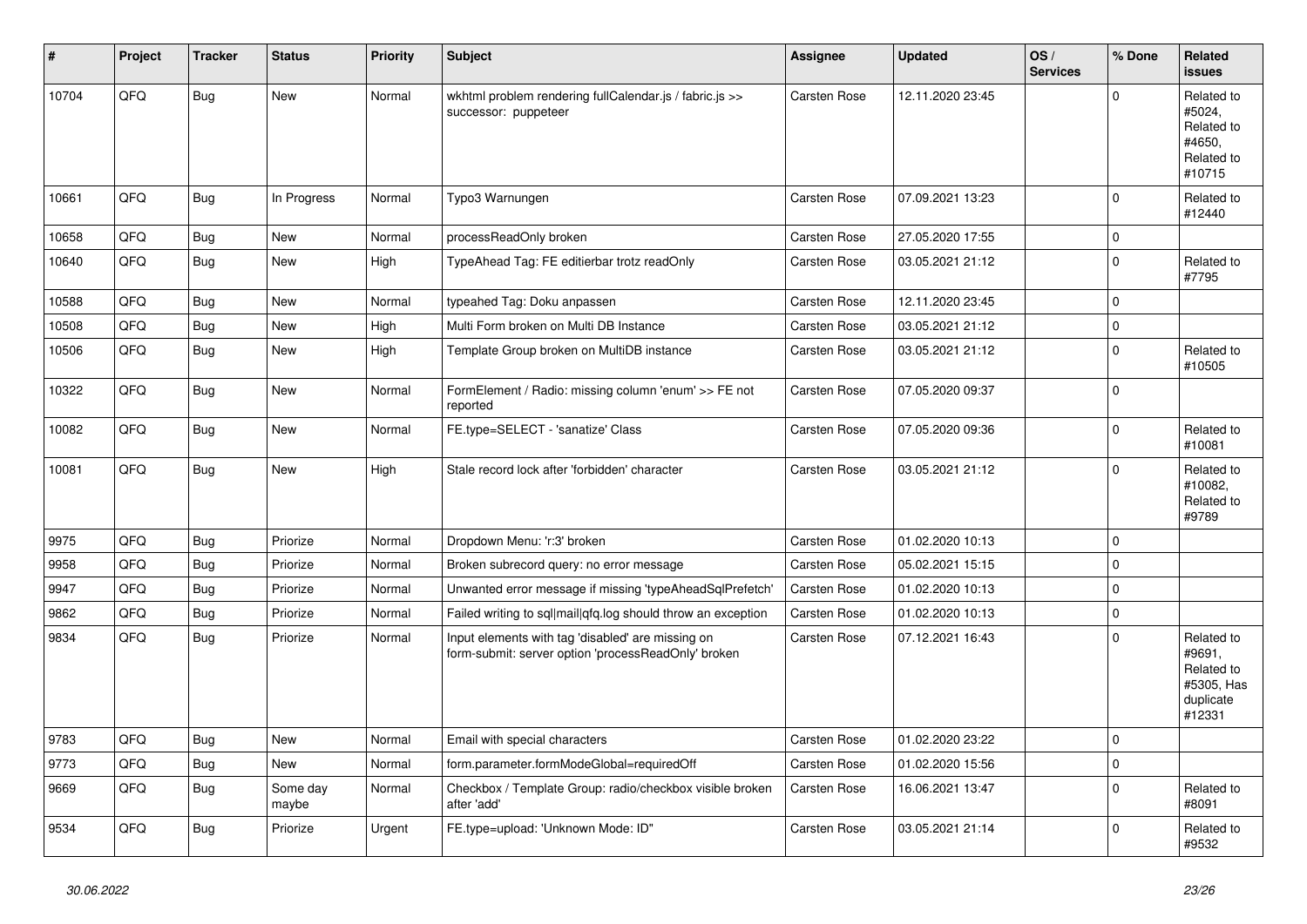| # | Project | Tracker | Status | Priority | Subject | Assignee | Updated | OS / Services | % Done | Related issues |
|---|---|---|---|---|---|---|---|---|---|---|
| 10704 | QFQ | Bug | New | Normal | wkhtml problem rendering fullCalendar.js / fabric.js >> successor: puppeteer | Carsten Rose | 12.11.2020 23:45 | | 0 | Related to #5024, Related to #4650, Related to #10715 |
| 10661 | QFQ | Bug | In Progress | Normal | Typo3 Warnungen | Carsten Rose | 07.09.2021 13:23 | | 0 | Related to #12440 |
| 10658 | QFQ | Bug | New | Normal | processReadOnly broken | Carsten Rose | 27.05.2020 17:55 | | 0 | |
| 10640 | QFQ | Bug | New | High | TypeAhead Tag: FE editierbar trotz readOnly | Carsten Rose | 03.05.2021 21:12 | | 0 | Related to #7795 |
| 10588 | QFQ | Bug | New | Normal | typeahed Tag: Doku anpassen | Carsten Rose | 12.11.2020 23:45 | | 0 | |
| 10508 | QFQ | Bug | New | High | Multi Form broken on Multi DB Instance | Carsten Rose | 03.05.2021 21:12 | | 0 | |
| 10506 | QFQ | Bug | New | High | Template Group broken on MultiDB instance | Carsten Rose | 03.05.2021 21:12 | | 0 | Related to #10505 |
| 10322 | QFQ | Bug | New | Normal | FormElement / Radio: missing column 'enum' >> FE not reported | Carsten Rose | 07.05.2020 09:37 | | 0 | |
| 10082 | QFQ | Bug | New | Normal | FE.type=SELECT - 'sanatize' Class | Carsten Rose | 07.05.2020 09:36 | | 0 | Related to #10081 |
| 10081 | QFQ | Bug | New | High | Stale record lock after 'forbidden' character | Carsten Rose | 03.05.2021 21:12 | | 0 | Related to #10082, Related to #9789 |
| 9975 | QFQ | Bug | Priorize | Normal | Dropdown Menu: 'r:3' broken | Carsten Rose | 01.02.2020 10:13 | | 0 | |
| 9958 | QFQ | Bug | Priorize | Normal | Broken subrecord query: no error message | Carsten Rose | 05.02.2021 15:15 | | 0 | |
| 9947 | QFQ | Bug | Priorize | Normal | Unwanted error message if missing 'typeAheadSqlPrefetch' | Carsten Rose | 01.02.2020 10:13 | | 0 | |
| 9862 | QFQ | Bug | Priorize | Normal | Failed writing to sql\|mail\|qfq.log should throw an exception | Carsten Rose | 01.02.2020 10:13 | | 0 | |
| 9834 | QFQ | Bug | Priorize | Normal | Input elements with tag 'disabled' are missing on form-submit: server option 'processReadOnly' broken | Carsten Rose | 07.12.2021 16:43 | | 0 | Related to #9691, Related to #5305, Has duplicate #12331 |
| 9783 | QFQ | Bug | New | Normal | Email with special characters | Carsten Rose | 01.02.2020 23:22 | | 0 | |
| 9773 | QFQ | Bug | New | Normal | form.parameter.formModeGlobal=requiredOff | Carsten Rose | 01.02.2020 15:56 | | 0 | |
| 9669 | QFQ | Bug | Some day maybe | Normal | Checkbox / Template Group: radio/checkbox visible broken after 'add' | Carsten Rose | 16.06.2021 13:47 | | 0 | Related to #8091 |
| 9534 | QFQ | Bug | Priorize | Urgent | FE.type=upload: 'Unknown Mode: ID" | Carsten Rose | 03.05.2021 21:14 | | 0 | Related to #9532 |

30.06.2022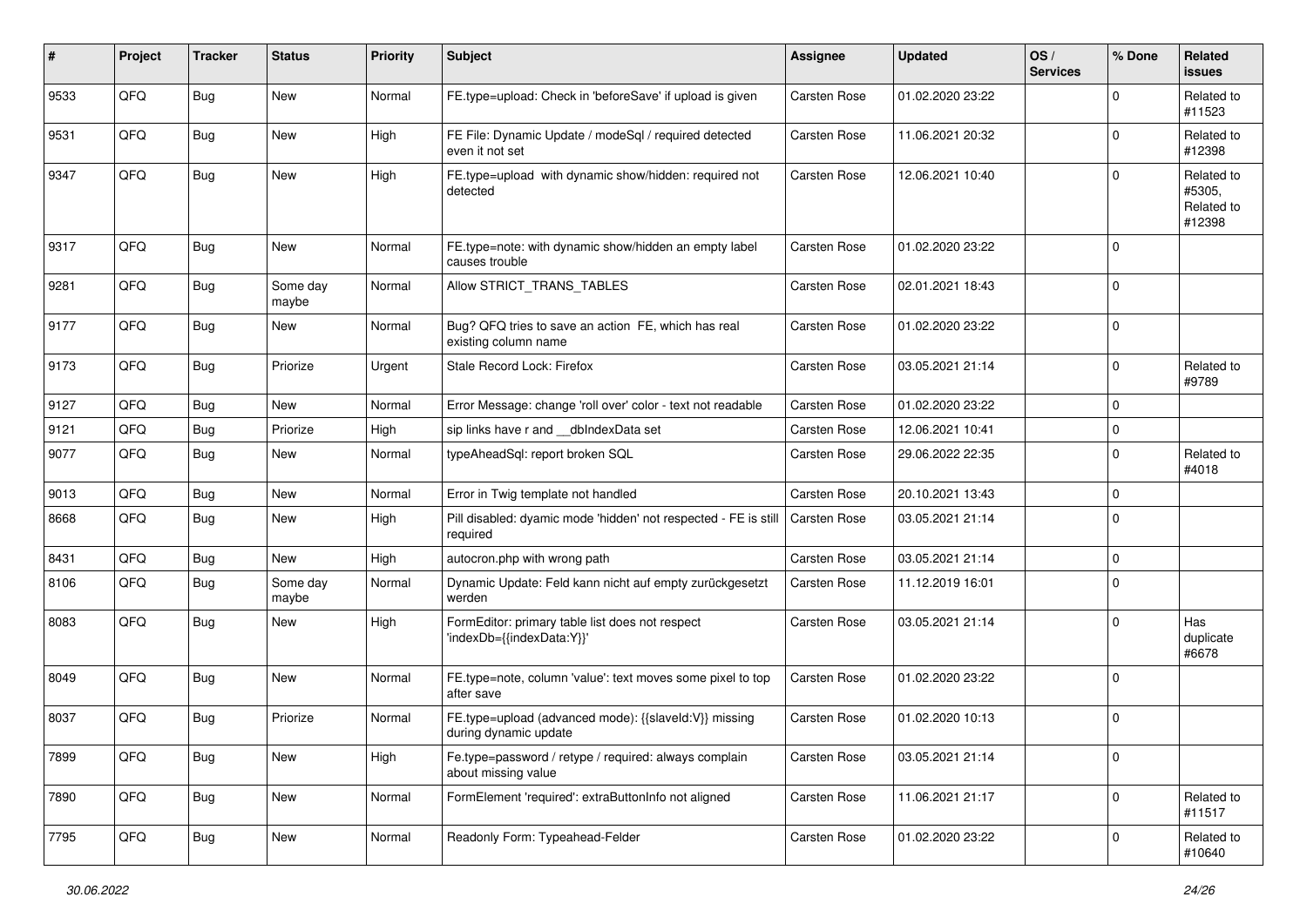| # | Project | Tracker | Status | Priority | Subject | Assignee | Updated | OS / Services | % Done | Related issues |
|---|---|---|---|---|---|---|---|---|---|---|
| 9533 | QFQ | Bug | New | Normal | FE.type=upload: Check in 'beforeSave' if upload is given | Carsten Rose | 01.02.2020 23:22 | | 0 | Related to #11523 |
| 9531 | QFQ | Bug | New | High | FE File: Dynamic Update / modeSql / required detected even it not set | Carsten Rose | 11.06.2021 20:32 | | 0 | Related to #12398 |
| 9347 | QFQ | Bug | New | High | FE.type=upload with dynamic show/hidden: required not detected | Carsten Rose | 12.06.2021 10:40 | | 0 | Related to #5305, Related to #12398 |
| 9317 | QFQ | Bug | New | Normal | FE.type=note: with dynamic show/hidden an empty label causes trouble | Carsten Rose | 01.02.2020 23:22 | | 0 | |
| 9281 | QFQ | Bug | Some day maybe | Normal | Allow STRICT_TRANS_TABLES | Carsten Rose | 02.01.2021 18:43 | | 0 | |
| 9177 | QFQ | Bug | New | Normal | Bug? QFQ tries to save an action FE, which has real existing column name | Carsten Rose | 01.02.2020 23:22 | | 0 | |
| 9173 | QFQ | Bug | Priorize | Urgent | Stale Record Lock: Firefox | Carsten Rose | 03.05.2021 21:14 | | 0 | Related to #9789 |
| 9127 | QFQ | Bug | New | Normal | Error Message: change 'roll over' color - text not readable | Carsten Rose | 01.02.2020 23:22 | | 0 | |
| 9121 | QFQ | Bug | Priorize | High | sip links have r and __dbIndexData set | Carsten Rose | 12.06.2021 10:41 | | 0 | |
| 9077 | QFQ | Bug | New | Normal | typeAheadSql: report broken SQL | Carsten Rose | 29.06.2022 22:35 | | 0 | Related to #4018 |
| 9013 | QFQ | Bug | New | Normal | Error in Twig template not handled | Carsten Rose | 20.10.2021 13:43 | | 0 | |
| 8668 | QFQ | Bug | New | High | Pill disabled: dyamic mode 'hidden' not respected - FE is still required | Carsten Rose | 03.05.2021 21:14 | | 0 | |
| 8431 | QFQ | Bug | New | High | autocron.php with wrong path | Carsten Rose | 03.05.2021 21:14 | | 0 | |
| 8106 | QFQ | Bug | Some day maybe | Normal | Dynamic Update: Feld kann nicht auf empty zurückgesetzt werden | Carsten Rose | 11.12.2019 16:01 | | 0 | |
| 8083 | QFQ | Bug | New | High | FormEditor: primary table list does not respect 'indexDb={{indexData:Y}}' | Carsten Rose | 03.05.2021 21:14 | | 0 | Has duplicate #6678 |
| 8049 | QFQ | Bug | New | Normal | FE.type=note, column 'value': text moves some pixel to top after save | Carsten Rose | 01.02.2020 23:22 | | 0 | |
| 8037 | QFQ | Bug | Priorize | Normal | FE.type=upload (advanced mode): {{slaveId:V}} missing during dynamic update | Carsten Rose | 01.02.2020 10:13 | | 0 | |
| 7899 | QFQ | Bug | New | High | Fe.type=password / retype / required: always complain about missing value | Carsten Rose | 03.05.2021 21:14 | | 0 | |
| 7890 | QFQ | Bug | New | Normal | FormElement 'required': extraButtonInfo not aligned | Carsten Rose | 11.06.2021 21:17 | | 0 | Related to #11517 |
| 7795 | QFQ | Bug | New | Normal | Readonly Form: Typeahead-Felder | Carsten Rose | 01.02.2020 23:22 | | 0 | Related to #10640 |

*30.06.2022*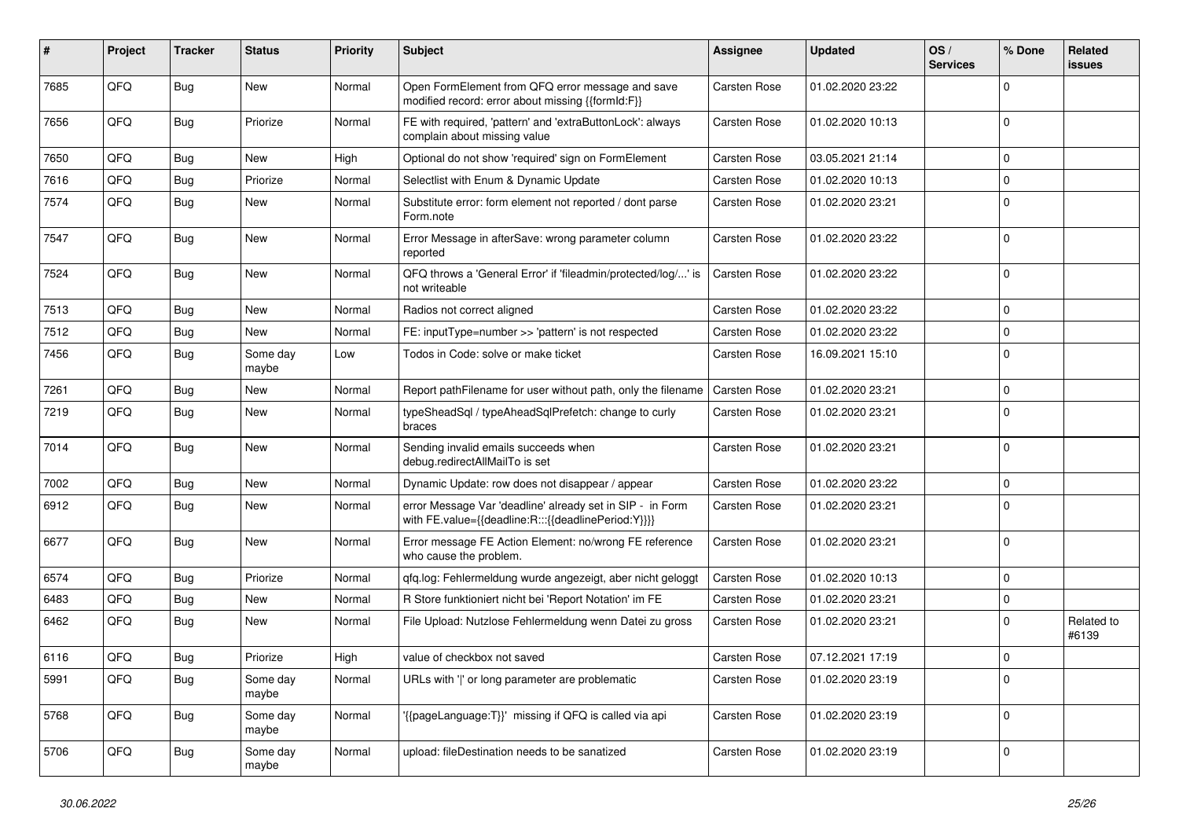| # | Project | Tracker | Status | Priority | Subject | Assignee | Updated | OS / Services | % Done | Related issues |
|---|---|---|---|---|---|---|---|---|---|---|
| 7685 | QFQ | Bug | New | Normal | Open FormElement from QFQ error message and save modified record: error about missing {{formId:F}} | Carsten Rose | 01.02.2020 23:22 | | 0 | |
| 7656 | QFQ | Bug | Priorize | Normal | FE with required, 'pattern' and 'extraButtonLock': always complain about missing value | Carsten Rose | 01.02.2020 10:13 | | 0 | |
| 7650 | QFQ | Bug | New | High | Optional do not show 'required' sign on FormElement | Carsten Rose | 03.05.2021 21:14 | | 0 | |
| 7616 | QFQ | Bug | Priorize | Normal | Selectlist with Enum & Dynamic Update | Carsten Rose | 01.02.2020 10:13 | | 0 | |
| 7574 | QFQ | Bug | New | Normal | Substitute error: form element not reported / dont parse Form.note | Carsten Rose | 01.02.2020 23:21 | | 0 | |
| 7547 | QFQ | Bug | New | Normal | Error Message in afterSave: wrong parameter column reported | Carsten Rose | 01.02.2020 23:22 | | 0 | |
| 7524 | QFQ | Bug | New | Normal | QFQ throws a 'General Error' if 'fileadmin/protected/log/...' is not writeable | Carsten Rose | 01.02.2020 23:22 | | 0 | |
| 7513 | QFQ | Bug | New | Normal | Radios not correct aligned | Carsten Rose | 01.02.2020 23:22 | | 0 | |
| 7512 | QFQ | Bug | New | Normal | FE: inputType=number >> 'pattern' is not respected | Carsten Rose | 01.02.2020 23:22 | | 0 | |
| 7456 | QFQ | Bug | Some day maybe | Low | Todos in Code: solve or make ticket | Carsten Rose | 16.09.2021 15:10 | | 0 | |
| 7261 | QFQ | Bug | New | Normal | Report pathFilename for user without path, only the filename | Carsten Rose | 01.02.2020 23:21 | | 0 | |
| 7219 | QFQ | Bug | New | Normal | typeSheadSql / typeAheadSqlPrefetch: change to curly braces | Carsten Rose | 01.02.2020 23:21 | | 0 | |
| 7014 | QFQ | Bug | New | Normal | Sending invalid emails succeeds when debug.redirectAllMailTo is set | Carsten Rose | 01.02.2020 23:21 | | 0 | |
| 7002 | QFQ | Bug | New | Normal | Dynamic Update: row does not disappear / appear | Carsten Rose | 01.02.2020 23:22 | | 0 | |
| 6912 | QFQ | Bug | New | Normal | error Message Var 'deadline' already set in SIP - in Form with FE.value={{deadline:R:::{{deadlinePeriod:Y}}}} | Carsten Rose | 01.02.2020 23:21 | | 0 | |
| 6677 | QFQ | Bug | New | Normal | Error message FE Action Element: no/wrong FE reference who cause the problem. | Carsten Rose | 01.02.2020 23:21 | | 0 | |
| 6574 | QFQ | Bug | Priorize | Normal | qfq.log: Fehlermeldung wurde angezeigt, aber nicht geloggt | Carsten Rose | 01.02.2020 10:13 | | 0 | |
| 6483 | QFQ | Bug | New | Normal | R Store funktioniert nicht bei 'Report Notation' im FE | Carsten Rose | 01.02.2020 23:21 | | 0 | |
| 6462 | QFQ | Bug | New | Normal | File Upload: Nutzlose Fehlermeldung wenn Datei zu gross | Carsten Rose | 01.02.2020 23:21 | | 0 | Related to #6139 |
| 6116 | QFQ | Bug | Priorize | High | value of checkbox not saved | Carsten Rose | 07.12.2021 17:19 | | 0 | |
| 5991 | QFQ | Bug | Some day maybe | Normal | URLs with '\|' or long parameter are problematic | Carsten Rose | 01.02.2020 23:19 | | 0 | |
| 5768 | QFQ | Bug | Some day maybe | Normal | '{{pageLanguage:T}}' missing if QFQ is called via api | Carsten Rose | 01.02.2020 23:19 | | 0 | |
| 5706 | QFQ | Bug | Some day maybe | Normal | upload: fileDestination needs to be sanatized | Carsten Rose | 01.02.2020 23:19 | | 0 | |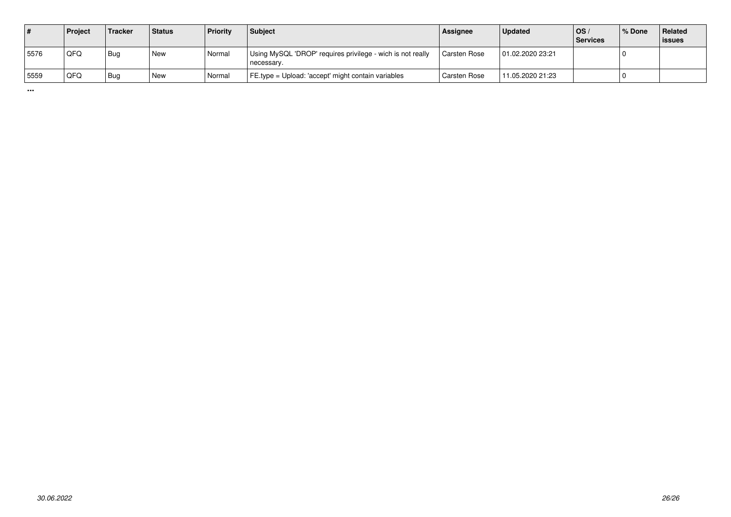| # | Project | Tracker | Status | Priority | Subject | Assignee | Updated | OS / Services | % Done | Related issues |
|---|---|---|---|---|---|---|---|---|---|---|
| 5576 | QFQ | Bug | New | Normal | Using MySQL 'DROP' requires privilege - wich is not really necessary. | Carsten Rose | 01.02.2020 23:21 | | 0 | |
| 5559 | QFQ | Bug | New | Normal | FE.type = Upload: 'accept' might contain variables | Carsten Rose | 11.05.2020 21:23 | | 0 | |

...

*30.06.2022*